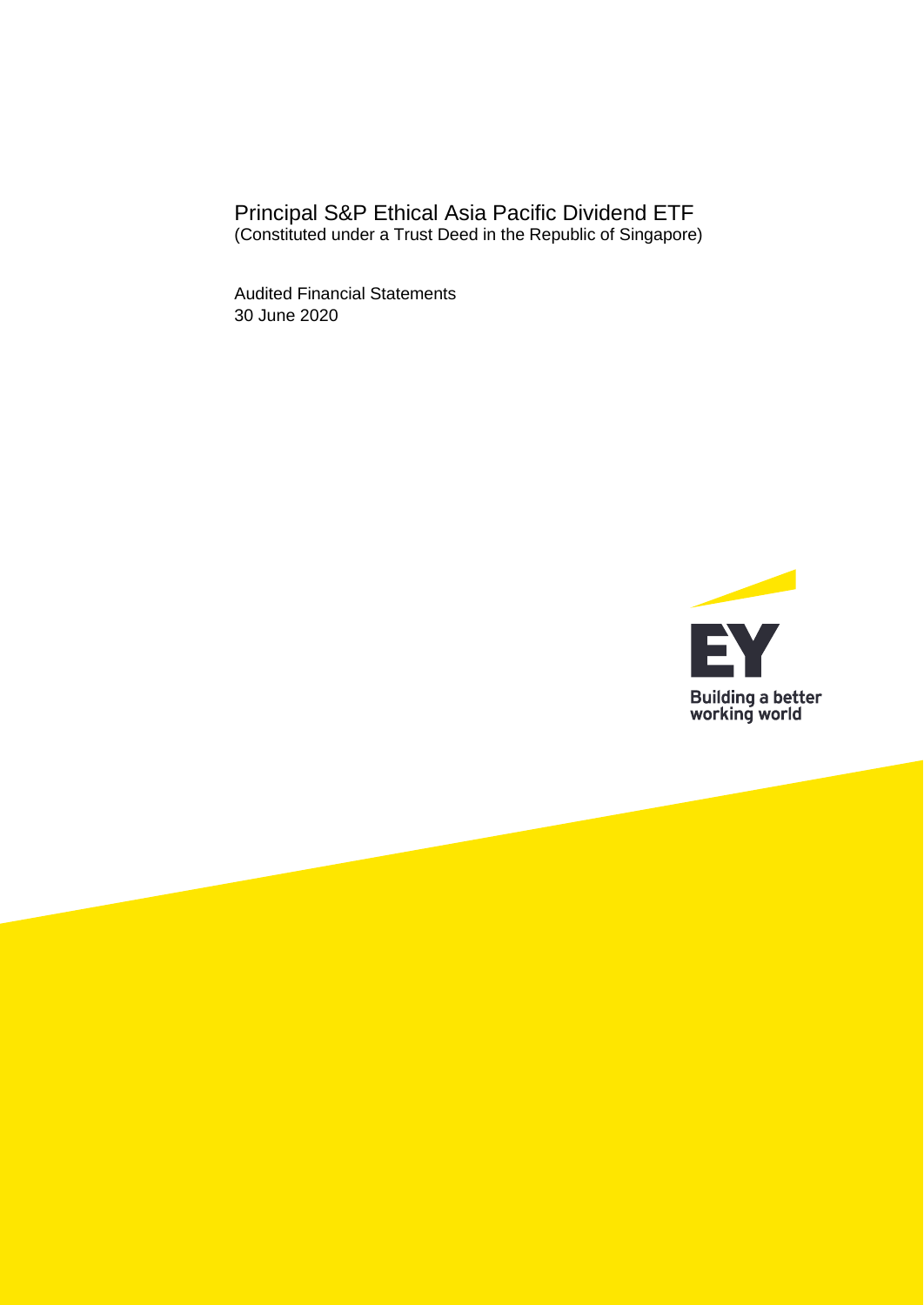# Principal S&P Ethical Asia Pacific Dividend ETF

(Constituted under a Trust Deed in the Republic of Singapore)

Audited Financial Statements
30 June 2020

Building a better working world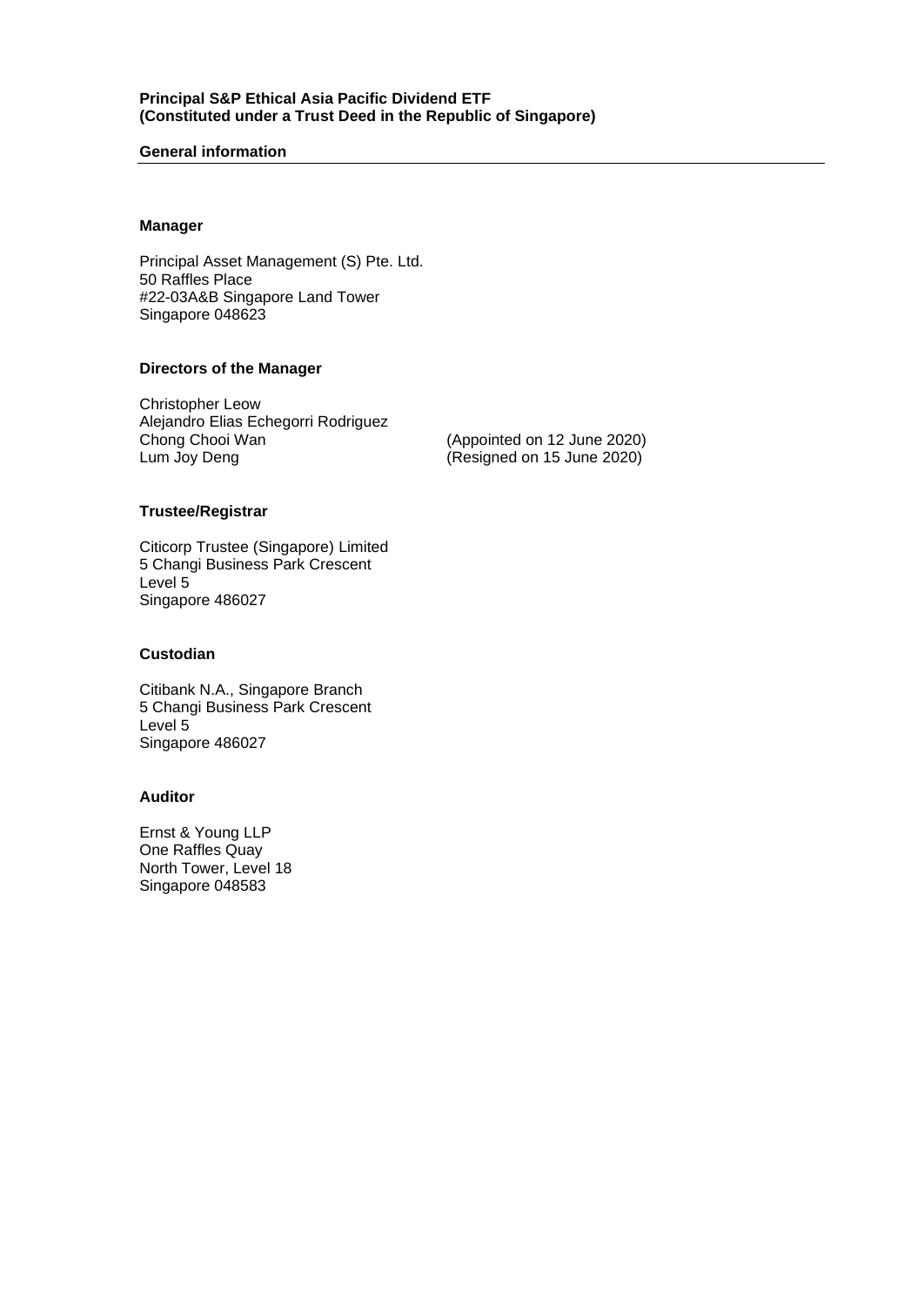**Principal S&P Ethical Asia Pacific Dividend ETF**
**(Constituted under a Trust Deed in the Republic of Singapore)**

## General information

### Manager

Principal Asset Management (S) Pte. Ltd.
50 Raffles Place
#22-03A&B Singapore Land Tower
Singapore 048623

### Directors of the Manager

Christopher Leow
Alejandro Elias Echegorri Rodriguez
Chong Chooi Wan (Appointed on 12 June 2020)
Lum Joy Deng (Resigned on 15 June 2020)

### Trustee/Registrar

Citicorp Trustee (Singapore) Limited
5 Changi Business Park Crescent
Level 5
Singapore 486027

### Custodian

Citibank N.A., Singapore Branch
5 Changi Business Park Crescent
Level 5
Singapore 486027

### Auditor

Ernst & Young LLP
One Raffles Quay
North Tower, Level 18
Singapore 048583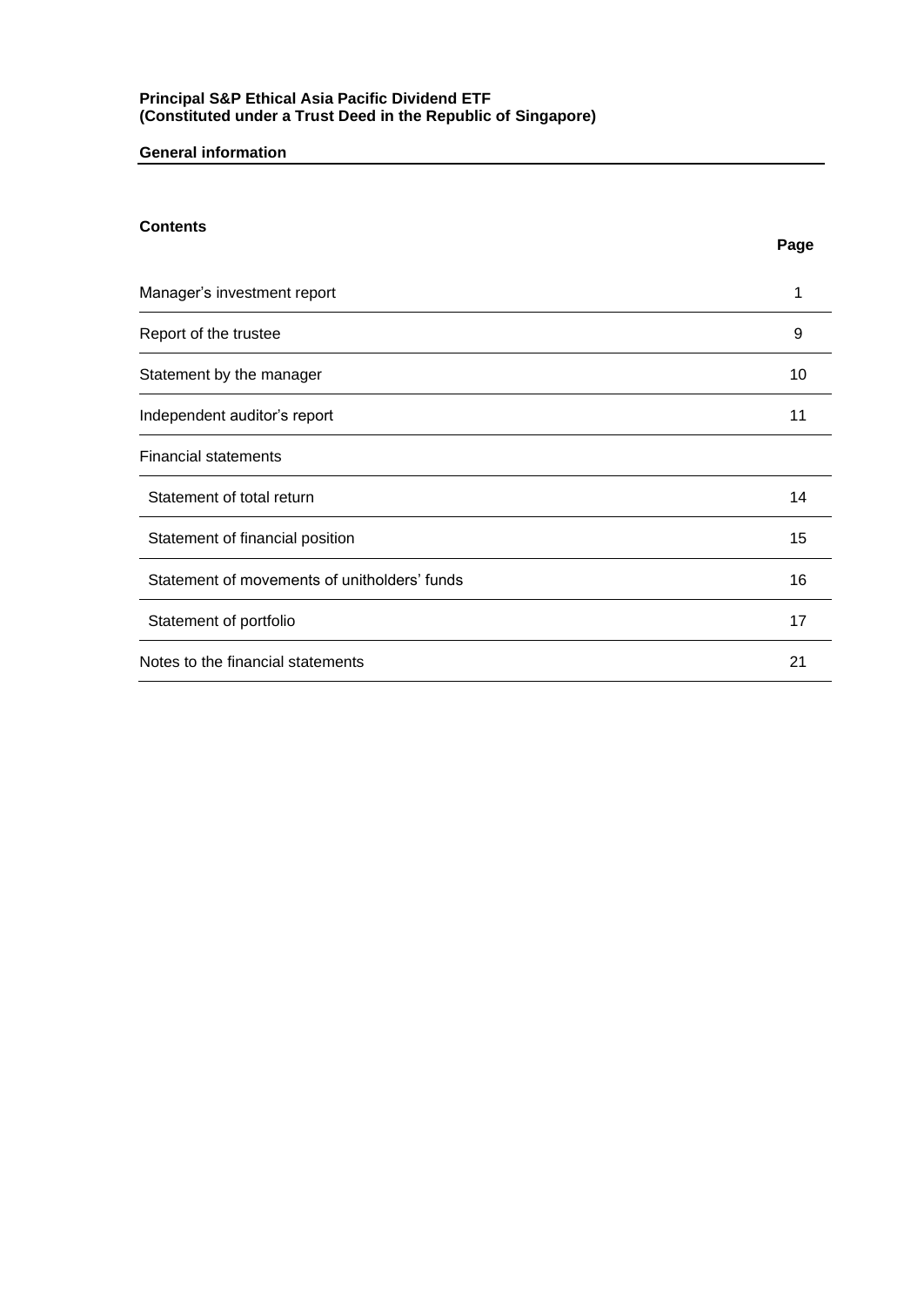**Principal S&P Ethical Asia Pacific Dividend ETF**
**(Constituted under a Trust Deed in the Republic of Singapore)**

## General information

### Contents

| | Page |
|---|---|
| Manager's investment report | 1 |
| Report of the trustee | 9 |
| Statement by the manager | 10 |
| Independent auditor's report | 11 |
| Financial statements | |
| Statement of total return | 14 |
| Statement of financial position | 15 |
| Statement of movements of unitholders' funds | 16 |
| Statement of portfolio | 17 |
| Notes to the financial statements | 21 |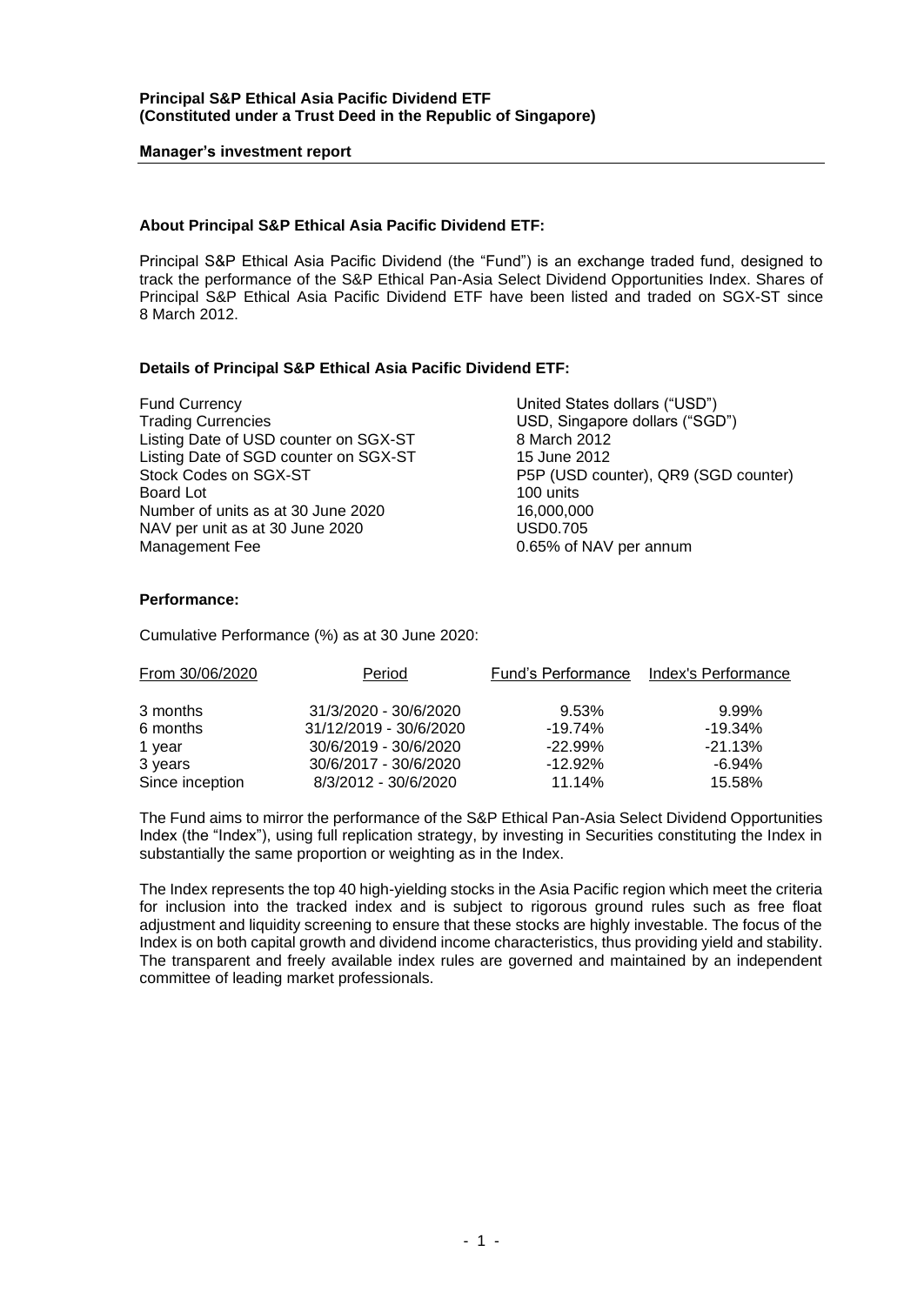**Principal S&P Ethical Asia Pacific Dividend ETF**
**(Constituted under a Trust Deed in the Republic of Singapore)**

**Manager's investment report**

**About Principal S&P Ethical Asia Pacific Dividend ETF:**

Principal S&P Ethical Asia Pacific Dividend (the "Fund") is an exchange traded fund, designed to track the performance of the S&P Ethical Pan-Asia Select Dividend Opportunities Index. Shares of Principal S&P Ethical Asia Pacific Dividend ETF have been listed and traded on SGX-ST since 8 March 2012.

**Details of Principal S&P Ethical Asia Pacific Dividend ETF:**

| | |
|---|---|
| Fund Currency | United States dollars ("USD") |
| Trading Currencies | USD, Singapore dollars ("SGD") |
| Listing Date of USD counter on SGX-ST | 8 March 2012 |
| Listing Date of SGD counter on SGX-ST | 15 June 2012 |
| Stock Codes on SGX-ST | P5P (USD counter), QR9 (SGD counter) |
| Board Lot | 100 units |
| Number of units as at 30 June 2020 | 16,000,000 |
| NAV per unit as at 30 June 2020 | USD0.705 |
| Management Fee | 0.65% of NAV per annum |

**Performance:**

Cumulative Performance (%) as at 30 June 2020:

| From 30/06/2020 | Period | Fund's Performance | Index's Performance |
|---|---|---|---|
| 3 months | 31/3/2020 - 30/6/2020 | 9.53% | 9.99% |
| 6 months | 31/12/2019 - 30/6/2020 | -19.74% | -19.34% |
| 1 year | 30/6/2019 - 30/6/2020 | -22.99% | -21.13% |
| 3 years | 30/6/2017 - 30/6/2020 | -12.92% | -6.94% |
| Since inception | 8/3/2012 - 30/6/2020 | 11.14% | 15.58% |

The Fund aims to mirror the performance of the S&P Ethical Pan-Asia Select Dividend Opportunities Index (the "Index"), using full replication strategy, by investing in Securities constituting the Index in substantially the same proportion or weighting as in the Index.

The Index represents the top 40 high-yielding stocks in the Asia Pacific region which meet the criteria for inclusion into the tracked index and is subject to rigorous ground rules such as free float adjustment and liquidity screening to ensure that these stocks are highly investable. The focus of the Index is on both capital growth and dividend income characteristics, thus providing yield and stability. The transparent and freely available index rules are governed and maintained by an independent committee of leading market professionals.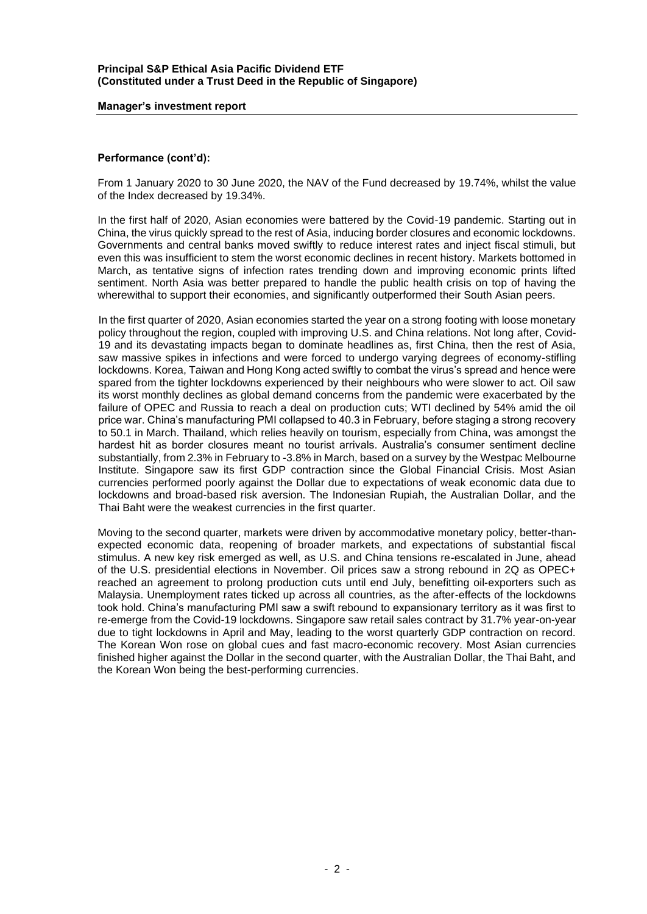**Principal S&P Ethical Asia Pacific Dividend ETF**
**(Constituted under a Trust Deed in the Republic of Singapore)**

**Manager's investment report**

**Performance (cont'd):**

From 1 January 2020 to 30 June 2020, the NAV of the Fund decreased by 19.74%, whilst the value of the Index decreased by 19.34%.

In the first half of 2020, Asian economies were battered by the Covid-19 pandemic. Starting out in China, the virus quickly spread to the rest of Asia, inducing border closures and economic lockdowns. Governments and central banks moved swiftly to reduce interest rates and inject fiscal stimuli, but even this was insufficient to stem the worst economic declines in recent history. Markets bottomed in March, as tentative signs of infection rates trending down and improving economic prints lifted sentiment. North Asia was better prepared to handle the public health crisis on top of having the wherewithal to support their economies, and significantly outperformed their South Asian peers.

In the first quarter of 2020, Asian economies started the year on a strong footing with loose monetary policy throughout the region, coupled with improving U.S. and China relations. Not long after, Covid-19 and its devastating impacts began to dominate headlines as, first China, then the rest of Asia, saw massive spikes in infections and were forced to undergo varying degrees of economy-stifling lockdowns. Korea, Taiwan and Hong Kong acted swiftly to combat the virus's spread and hence were spared from the tighter lockdowns experienced by their neighbours who were slower to act. Oil saw its worst monthly declines as global demand concerns from the pandemic were exacerbated by the failure of OPEC and Russia to reach a deal on production cuts; WTI declined by 54% amid the oil price war. China's manufacturing PMI collapsed to 40.3 in February, before staging a strong recovery to 50.1 in March. Thailand, which relies heavily on tourism, especially from China, was amongst the hardest hit as border closures meant no tourist arrivals. Australia's consumer sentiment decline substantially, from 2.3% in February to -3.8% in March, based on a survey by the Westpac Melbourne Institute. Singapore saw its first GDP contraction since the Global Financial Crisis. Most Asian currencies performed poorly against the Dollar due to expectations of weak economic data due to lockdowns and broad-based risk aversion. The Indonesian Rupiah, the Australian Dollar, and the Thai Baht were the weakest currencies in the first quarter.

Moving to the second quarter, markets were driven by accommodative monetary policy, better-than-expected economic data, reopening of broader markets, and expectations of substantial fiscal stimulus. A new key risk emerged as well, as U.S. and China tensions re-escalated in June, ahead of the U.S. presidential elections in November. Oil prices saw a strong rebound in 2Q as OPEC+ reached an agreement to prolong production cuts until end July, benefitting oil-exporters such as Malaysia. Unemployment rates ticked up across all countries, as the after-effects of the lockdowns took hold. China's manufacturing PMI saw a swift rebound to expansionary territory as it was first to re-emerge from the Covid-19 lockdowns. Singapore saw retail sales contract by 31.7% year-on-year due to tight lockdowns in April and May, leading to the worst quarterly GDP contraction on record. The Korean Won rose on global cues and fast macro-economic recovery. Most Asian currencies finished higher against the Dollar in the second quarter, with the Australian Dollar, the Thai Baht, and the Korean Won being the best-performing currencies.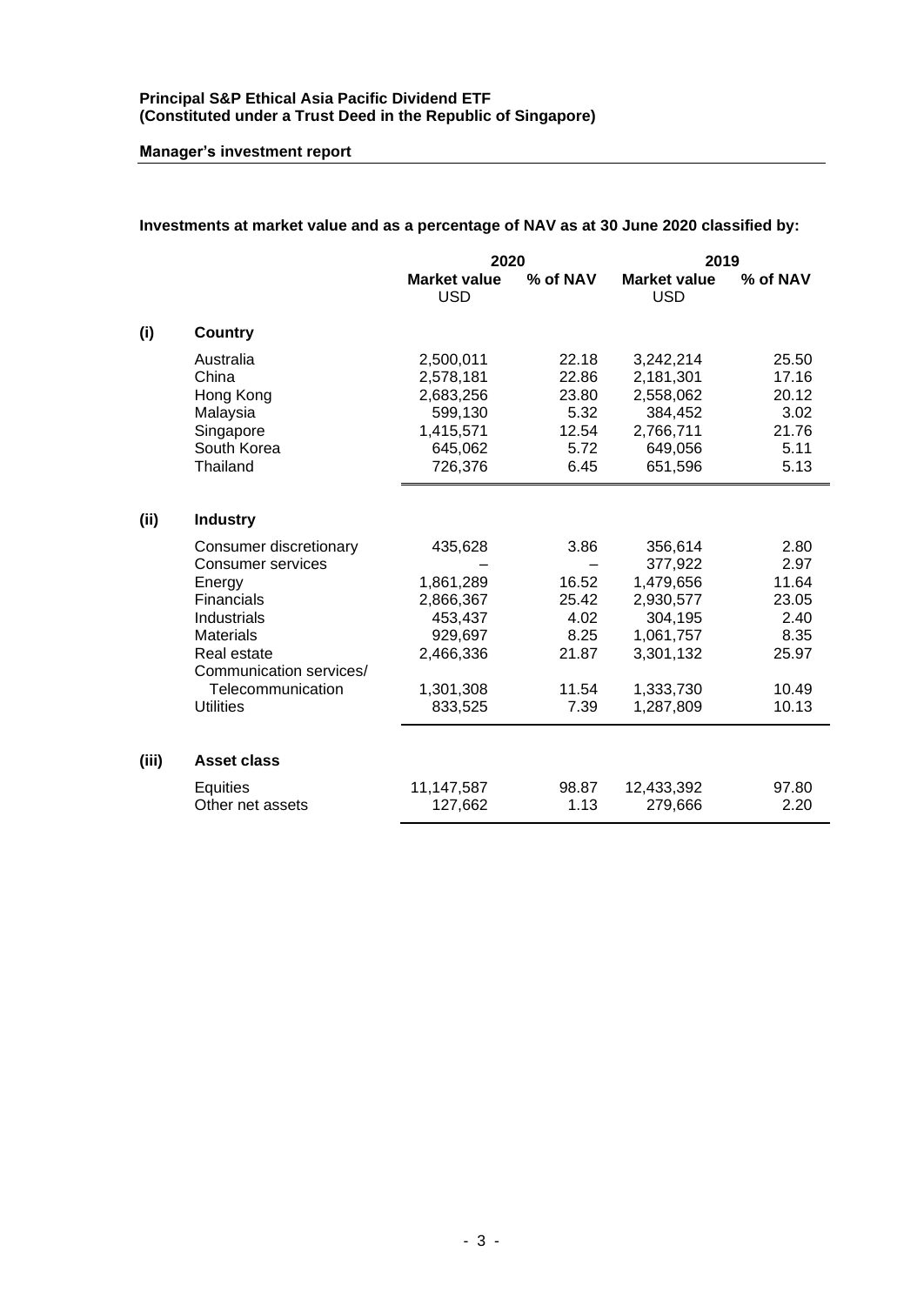**Principal S&P Ethical Asia Pacific Dividend ETF**
**(Constituted under a Trust Deed in the Republic of Singapore)**

**Manager's investment report**

**Investments at market value and as a percentage of NAV as at 30 June 2020 classified by:**

| | | 2020 | | 2019 | |
|---|---|---|---|---|---|
| | | **Market value** USD | **% of NAV** | **Market value** USD | **% of NAV** |
| **(i)** | **Country** | | | | |
| | Australia | 2,500,011 | 22.18 | 3,242,214 | 25.50 |
| | China | 2,578,181 | 22.86 | 2,181,301 | 17.16 |
| | Hong Kong | 2,683,256 | 23.80 | 2,558,062 | 20.12 |
| | Malaysia | 599,130 | 5.32 | 384,452 | 3.02 |
| | Singapore | 1,415,571 | 12.54 | 2,766,711 | 21.76 |
| | South Korea | 645,062 | 5.72 | 649,056 | 5.11 |
| | Thailand | 726,376 | 6.45 | 651,596 | 5.13 |
| **(ii)** | **Industry** | | | | |
| | Consumer discretionary | 435,628 | 3.86 | 356,614 | 2.80 |
| | Consumer services | – | – | 377,922 | 2.97 |
| | Energy | 1,861,289 | 16.52 | 1,479,656 | 11.64 |
| | Financials | 2,866,367 | 25.42 | 2,930,577 | 23.05 |
| | Industrials | 453,437 | 4.02 | 304,195 | 2.40 |
| | Materials | 929,697 | 8.25 | 1,061,757 | 8.35 |
| | Real estate | 2,466,336 | 21.87 | 3,301,132 | 25.97 |
| | Communication services/ Telecommunication | 1,301,308 | 11.54 | 1,333,730 | 10.49 |
| | Utilities | 833,525 | 7.39 | 1,287,809 | 10.13 |
| **(iii)** | **Asset class** | | | | |
| | Equities | 11,147,587 | 98.87 | 12,433,392 | 97.80 |
| | Other net assets | 127,662 | 1.13 | 279,666 | 2.20 |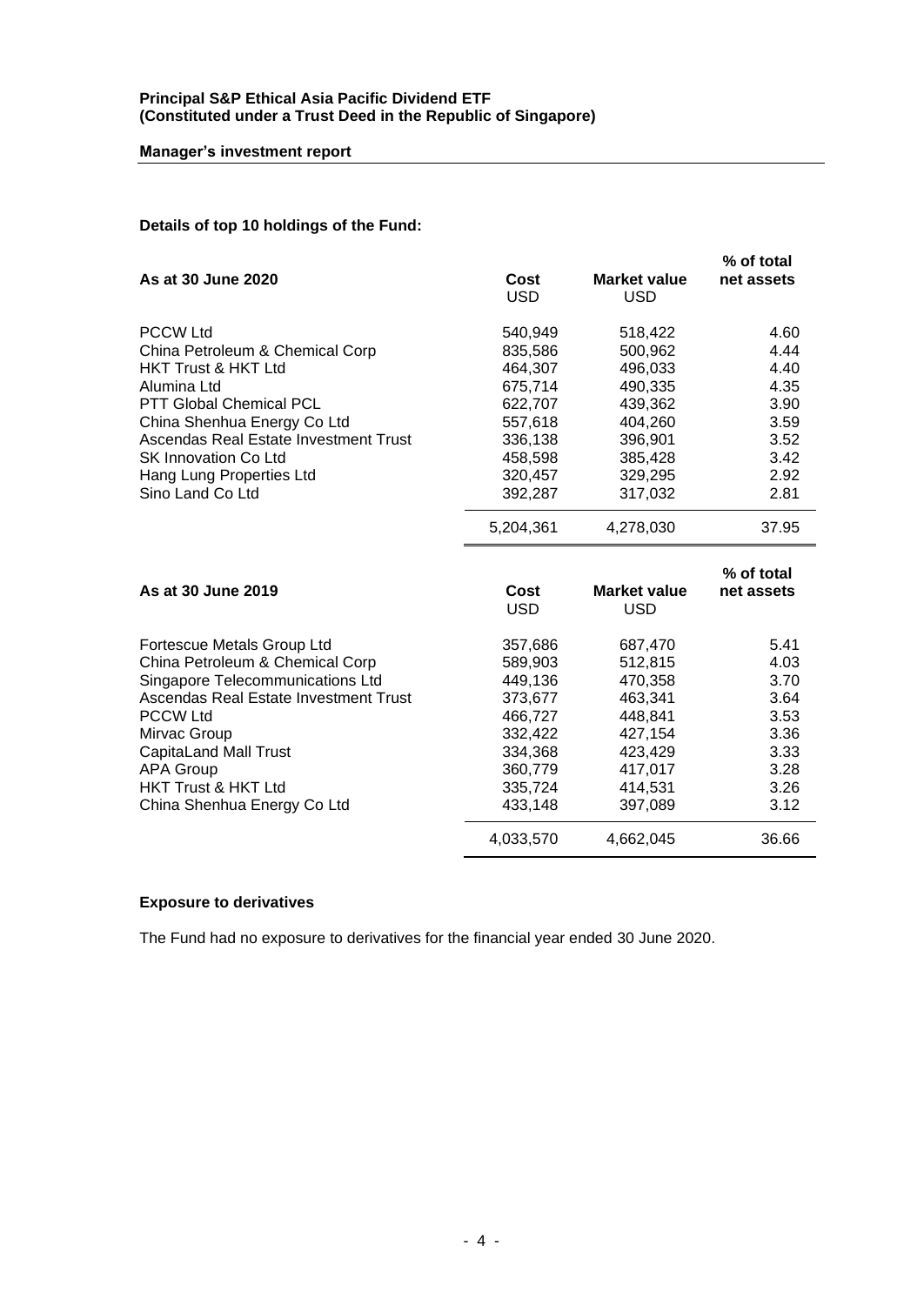**Principal S&P Ethical Asia Pacific Dividend ETF**
**(Constituted under a Trust Deed in the Republic of Singapore)**

**Manager's investment report**

**Details of top 10 holdings of the Fund:**

| As at 30 June 2020 | Cost USD | Market value USD | % of total net assets |
|---|---|---|---|
| PCCW Ltd | 540,949 | 518,422 | 4.60 |
| China Petroleum & Chemical Corp | 835,586 | 500,962 | 4.44 |
| HKT Trust & HKT Ltd | 464,307 | 496,033 | 4.40 |
| Alumina Ltd | 675,714 | 490,335 | 4.35 |
| PTT Global Chemical PCL | 622,707 | 439,362 | 3.90 |
| China Shenhua Energy Co Ltd | 557,618 | 404,260 | 3.59 |
| Ascendas Real Estate Investment Trust | 336,138 | 396,901 | 3.52 |
| SK Innovation Co Ltd | 458,598 | 385,428 | 3.42 |
| Hang Lung Properties Ltd | 320,457 | 329,295 | 2.92 |
| Sino Land Co Ltd | 392,287 | 317,032 | 2.81 |
| | 5,204,361 | 4,278,030 | 37.95 |

| As at 30 June 2019 | Cost USD | Market value USD | % of total net assets |
|---|---|---|---|
| Fortescue Metals Group Ltd | 357,686 | 687,470 | 5.41 |
| China Petroleum & Chemical Corp | 589,903 | 512,815 | 4.03 |
| Singapore Telecommunications Ltd | 449,136 | 470,358 | 3.70 |
| Ascendas Real Estate Investment Trust | 373,677 | 463,341 | 3.64 |
| PCCW Ltd | 466,727 | 448,841 | 3.53 |
| Mirvac Group | 332,422 | 427,154 | 3.36 |
| CapitaLand Mall Trust | 334,368 | 423,429 | 3.33 |
| APA Group | 360,779 | 417,017 | 3.28 |
| HKT Trust & HKT Ltd | 335,724 | 414,531 | 3.26 |
| China Shenhua Energy Co Ltd | 433,148 | 397,089 | 3.12 |
| | 4,033,570 | 4,662,045 | 36.66 |

**Exposure to derivatives**

The Fund had no exposure to derivatives for the financial year ended 30 June 2020.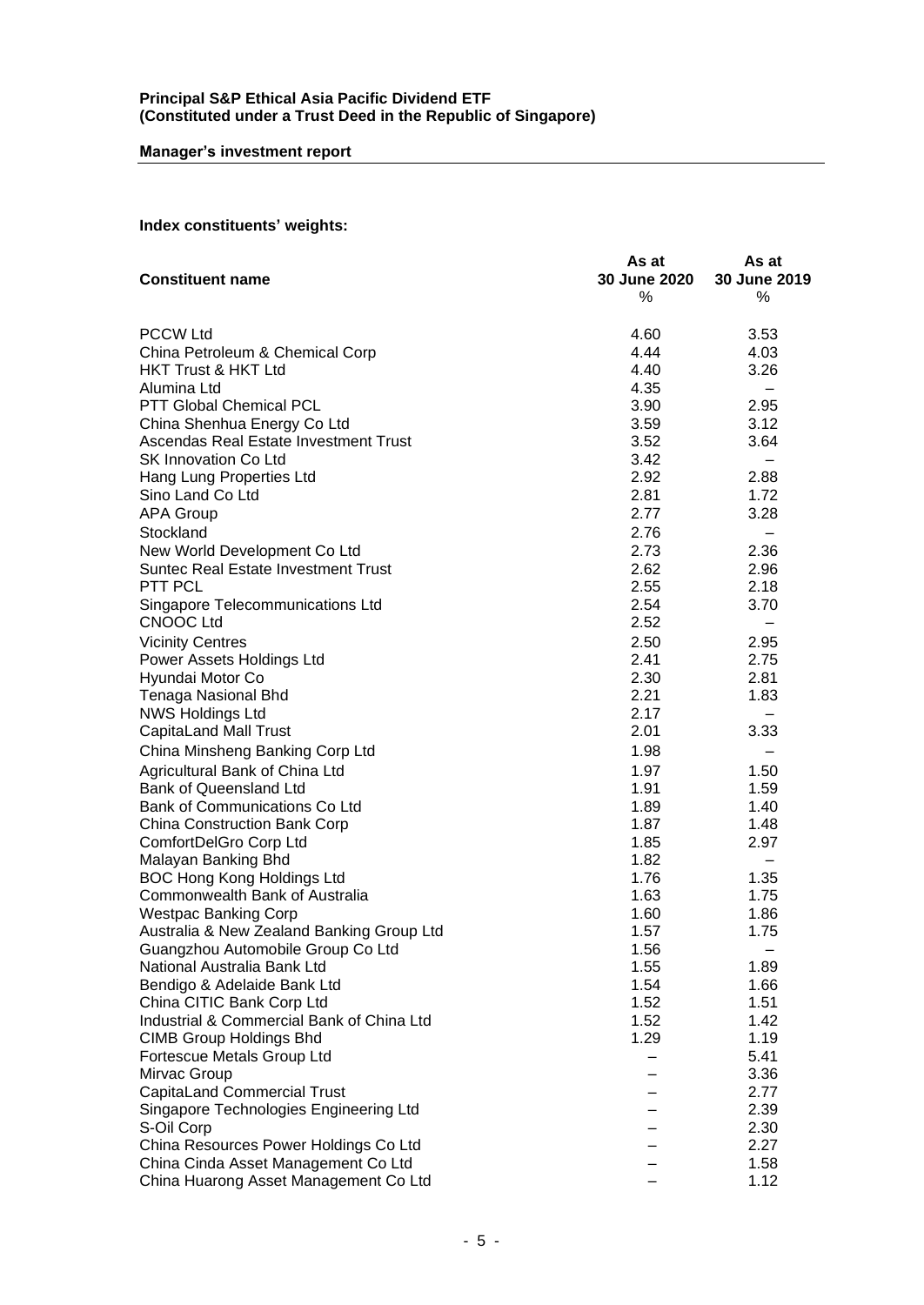**Principal S&P Ethical Asia Pacific Dividend ETF**
**(Constituted under a Trust Deed in the Republic of Singapore)**

**Manager's investment report**

**Index constituents' weights:**

| Constituent name | As at 30 June 2020 % | As at 30 June 2019 % |
|---|---|---|
| PCCW Ltd | 4.60 | 3.53 |
| China Petroleum & Chemical Corp | 4.44 | 4.03 |
| HKT Trust & HKT Ltd | 4.40 | 3.26 |
| Alumina Ltd | 4.35 | – |
| PTT Global Chemical PCL | 3.90 | 2.95 |
| China Shenhua Energy Co Ltd | 3.59 | 3.12 |
| Ascendas Real Estate Investment Trust | 3.52 | 3.64 |
| SK Innovation Co Ltd | 3.42 | – |
| Hang Lung Properties Ltd | 2.92 | 2.88 |
| Sino Land Co Ltd | 2.81 | 1.72 |
| APA Group | 2.77 | 3.28 |
| Stockland | 2.76 | – |
| New World Development Co Ltd | 2.73 | 2.36 |
| Suntec Real Estate Investment Trust | 2.62 | 2.96 |
| PTT PCL | 2.55 | 2.18 |
| Singapore Telecommunications Ltd | 2.54 | 3.70 |
| CNOOC Ltd | 2.52 | – |
| Vicinity Centres | 2.50 | 2.95 |
| Power Assets Holdings Ltd | 2.41 | 2.75 |
| Hyundai Motor Co | 2.30 | 2.81 |
| Tenaga Nasional Bhd | 2.21 | 1.83 |
| NWS Holdings Ltd | 2.17 | – |
| CapitaLand Mall Trust | 2.01 | 3.33 |
| China Minsheng Banking Corp Ltd | 1.98 | – |
| Agricultural Bank of China Ltd | 1.97 | 1.50 |
| Bank of Queensland Ltd | 1.91 | 1.59 |
| Bank of Communications Co Ltd | 1.89 | 1.40 |
| China Construction Bank Corp | 1.87 | 1.48 |
| ComfortDelGro Corp Ltd | 1.85 | 2.97 |
| Malayan Banking Bhd | 1.82 | – |
| BOC Hong Kong Holdings Ltd | 1.76 | 1.35 |
| Commonwealth Bank of Australia | 1.63 | 1.75 |
| Westpac Banking Corp | 1.60 | 1.86 |
| Australia & New Zealand Banking Group Ltd | 1.57 | 1.75 |
| Guangzhou Automobile Group Co Ltd | 1.56 | – |
| National Australia Bank Ltd | 1.55 | 1.89 |
| Bendigo & Adelaide Bank Ltd | 1.54 | 1.66 |
| China CITIC Bank Corp Ltd | 1.52 | 1.51 |
| Industrial & Commercial Bank of China Ltd | 1.52 | 1.42 |
| CIMB Group Holdings Bhd | 1.29 | 1.19 |
| Fortescue Metals Group Ltd | – | 5.41 |
| Mirvac Group | – | 3.36 |
| CapitaLand Commercial Trust | – | 2.77 |
| Singapore Technologies Engineering Ltd | – | 2.39 |
| S-Oil Corp | – | 2.30 |
| China Resources Power Holdings Co Ltd | – | 2.27 |
| China Cinda Asset Management Co Ltd | – | 1.58 |
| China Huarong Asset Management Co Ltd | – | 1.12 |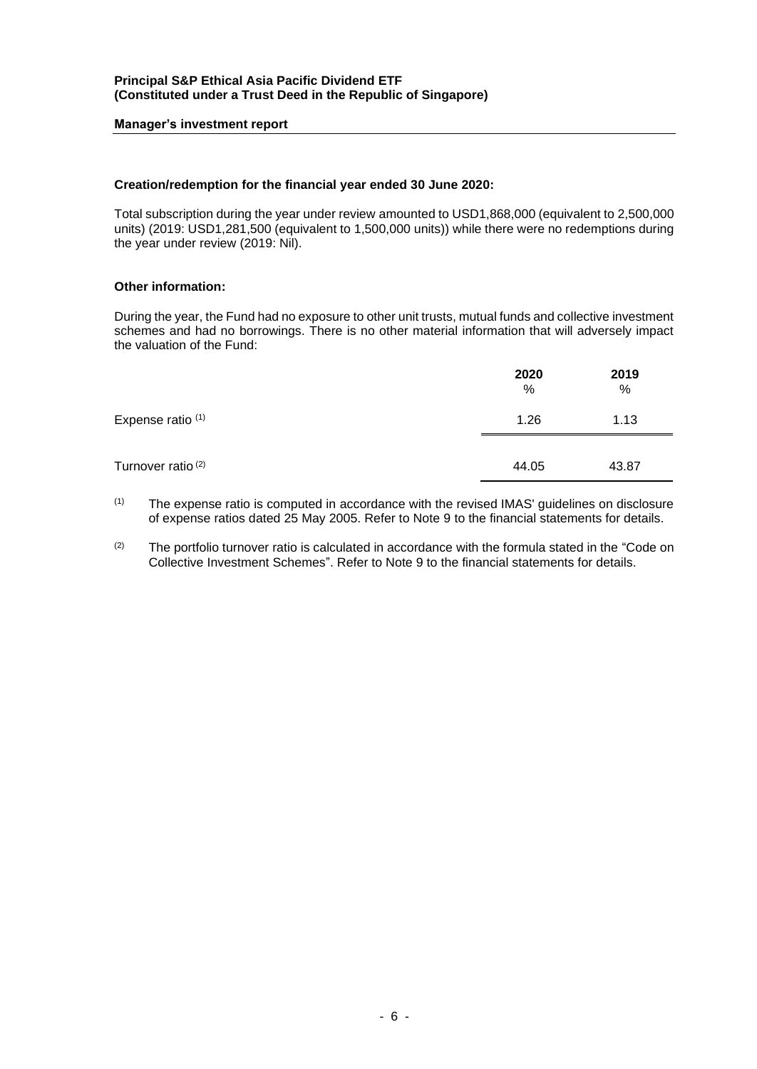**Manager's investment report**

**Creation/redemption for the financial year ended 30 June 2020:**

Total subscription during the year under review amounted to USD1,868,000 (equivalent to 2,500,000 units) (2019: USD1,281,500 (equivalent to 1,500,000 units)) while there were no redemptions during the year under review (2019: Nil).

**Other information:**

During the year, the Fund had no exposure to other unit trusts, mutual funds and collective investment schemes and had no borrowings. There is no other material information that will adversely impact the valuation of the Fund:

| | **2020** % | **2019** % |
|---|---|---|
| Expense ratio [(1)] | 1.26 | 1.13 |
| Turnover ratio [(2)] | 44.05 | 43.87 |

[(1)] The expense ratio is computed in accordance with the revised IMAS' guidelines on disclosure of expense ratios dated 25 May 2005. Refer to Note 9 to the financial statements for details.

[(2)] The portfolio turnover ratio is calculated in accordance with the formula stated in the "Code on Collective Investment Schemes". Refer to Note 9 to the financial statements for details.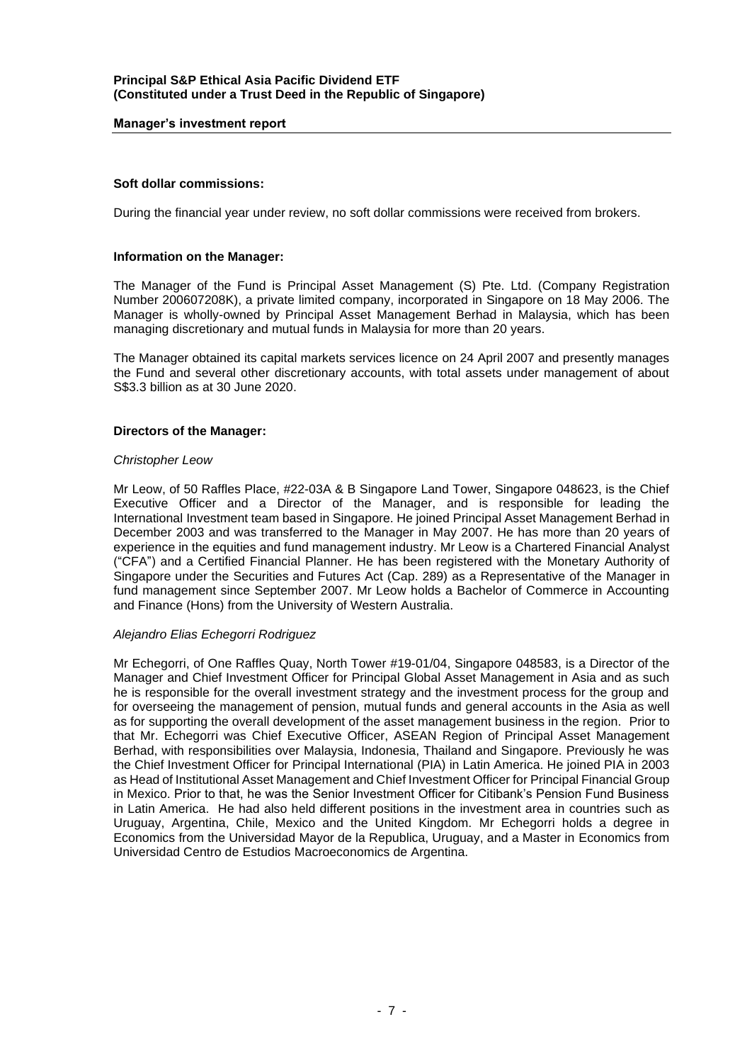**Soft dollar commissions:**

During the financial year under review, no soft dollar commissions were received from brokers.

**Information on the Manager:**

The Manager of the Fund is Principal Asset Management (S) Pte. Ltd. (Company Registration Number 200607208K), a private limited company, incorporated in Singapore on 18 May 2006. The Manager is wholly-owned by Principal Asset Management Berhad in Malaysia, which has been managing discretionary and mutual funds in Malaysia for more than 20 years.

The Manager obtained its capital markets services licence on 24 April 2007 and presently manages the Fund and several other discretionary accounts, with total assets under management of about S$3.3 billion as at 30 June 2020.

**Directors of the Manager:**

*Christopher Leow*

Mr Leow, of 50 Raffles Place, #22-03A & B Singapore Land Tower, Singapore 048623, is the Chief Executive Officer and a Director of the Manager, and is responsible for leading the International Investment team based in Singapore. He joined Principal Asset Management Berhad in December 2003 and was transferred to the Manager in May 2007. He has more than 20 years of experience in the equities and fund management industry. Mr Leow is a Chartered Financial Analyst ("CFA") and a Certified Financial Planner. He has been registered with the Monetary Authority of Singapore under the Securities and Futures Act (Cap. 289) as a Representative of the Manager in fund management since September 2007. Mr Leow holds a Bachelor of Commerce in Accounting and Finance (Hons) from the University of Western Australia.

*Alejandro Elias Echegorri Rodriguez*

Mr Echegorri, of One Raffles Quay, North Tower #19-01/04, Singapore 048583, is a Director of the Manager and Chief Investment Officer for Principal Global Asset Management in Asia and as such he is responsible for the overall investment strategy and the investment process for the group and for overseeing the management of pension, mutual funds and general accounts in the Asia as well as for supporting the overall development of the asset management business in the region. Prior to that Mr. Echegorri was Chief Executive Officer, ASEAN Region of Principal Asset Management Berhad, with responsibilities over Malaysia, Indonesia, Thailand and Singapore. Previously he was the Chief Investment Officer for Principal International (PIA) in Latin America. He joined PIA in 2003 as Head of Institutional Asset Management and Chief Investment Officer for Principal Financial Group in Mexico. Prior to that, he was the Senior Investment Officer for Citibank's Pension Fund Business in Latin America. He had also held different positions in the investment area in countries such as Uruguay, Argentina, Chile, Mexico and the United Kingdom. Mr Echegorri holds a degree in Economics from the Universidad Mayor de la Republica, Uruguay, and a Master in Economics from Universidad Centro de Estudios Macroeconomics de Argentina.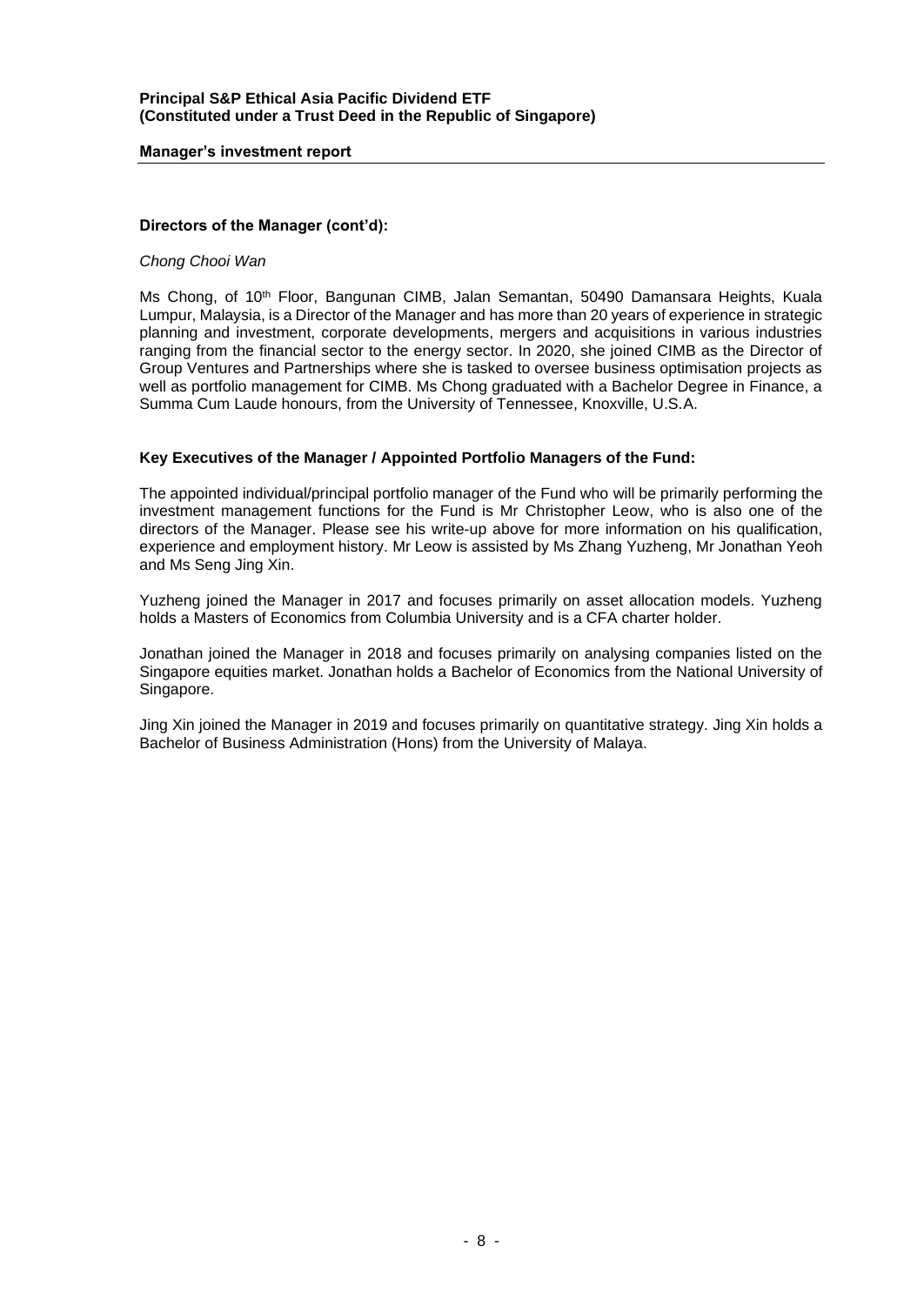### Directors of the Manager (cont'd):

*Chong Chooi Wan*

Ms Chong, of 10th Floor, Bangunan CIMB, Jalan Semantan, 50490 Damansara Heights, Kuala Lumpur, Malaysia, is a Director of the Manager and has more than 20 years of experience in strategic planning and investment, corporate developments, mergers and acquisitions in various industries ranging from the financial sector to the energy sector. In 2020, she joined CIMB as the Director of Group Ventures and Partnerships where she is tasked to oversee business optimisation projects as well as portfolio management for CIMB. Ms Chong graduated with a Bachelor Degree in Finance, a Summa Cum Laude honours, from the University of Tennessee, Knoxville, U.S.A.

### Key Executives of the Manager / Appointed Portfolio Managers of the Fund:

The appointed individual/principal portfolio manager of the Fund who will be primarily performing the investment management functions for the Fund is Mr Christopher Leow, who is also one of the directors of the Manager. Please see his write-up above for more information on his qualification, experience and employment history. Mr Leow is assisted by Ms Zhang Yuzheng, Mr Jonathan Yeoh and Ms Seng Jing Xin.

Yuzheng joined the Manager in 2017 and focuses primarily on asset allocation models. Yuzheng holds a Masters of Economics from Columbia University and is a CFA charter holder.

Jonathan joined the Manager in 2018 and focuses primarily on analysing companies listed on the Singapore equities market. Jonathan holds a Bachelor of Economics from the National University of Singapore.

Jing Xin joined the Manager in 2019 and focuses primarily on quantitative strategy. Jing Xin holds a Bachelor of Business Administration (Hons) from the University of Malaya.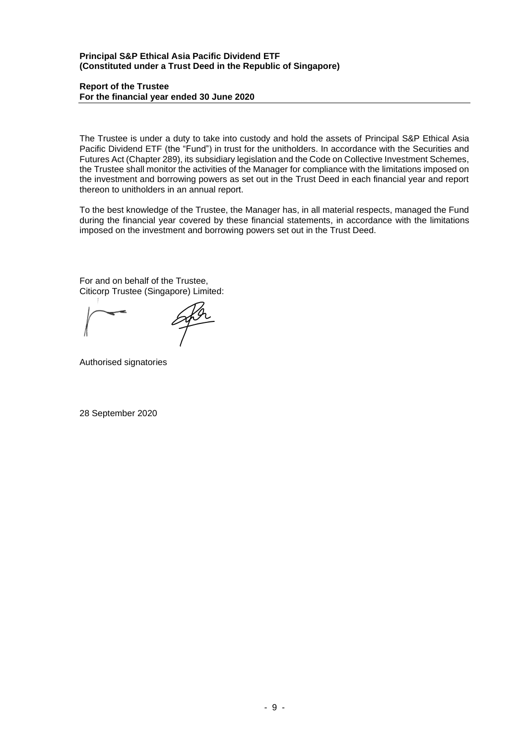**Principal S&P Ethical Asia Pacific Dividend ETF**
**(Constituted under a Trust Deed in the Republic of Singapore)**

**Report of the Trustee**
**For the financial year ended 30 June 2020**

The Trustee is under a duty to take into custody and hold the assets of Principal S&P Ethical Asia Pacific Dividend ETF (the "Fund") in trust for the unitholders. In accordance with the Securities and Futures Act (Chapter 289), its subsidiary legislation and the Code on Collective Investment Schemes, the Trustee shall monitor the activities of the Manager for compliance with the limitations imposed on the investment and borrowing powers as set out in the Trust Deed in each financial year and report thereon to unitholders in an annual report.

To the best knowledge of the Trustee, the Manager has, in all material respects, managed the Fund during the financial year covered by these financial statements, in accordance with the limitations imposed on the investment and borrowing powers set out in the Trust Deed.

For and on behalf of the Trustee,
Citicorp Trustee (Singapore) Limited:

Authorised signatories

28 September 2020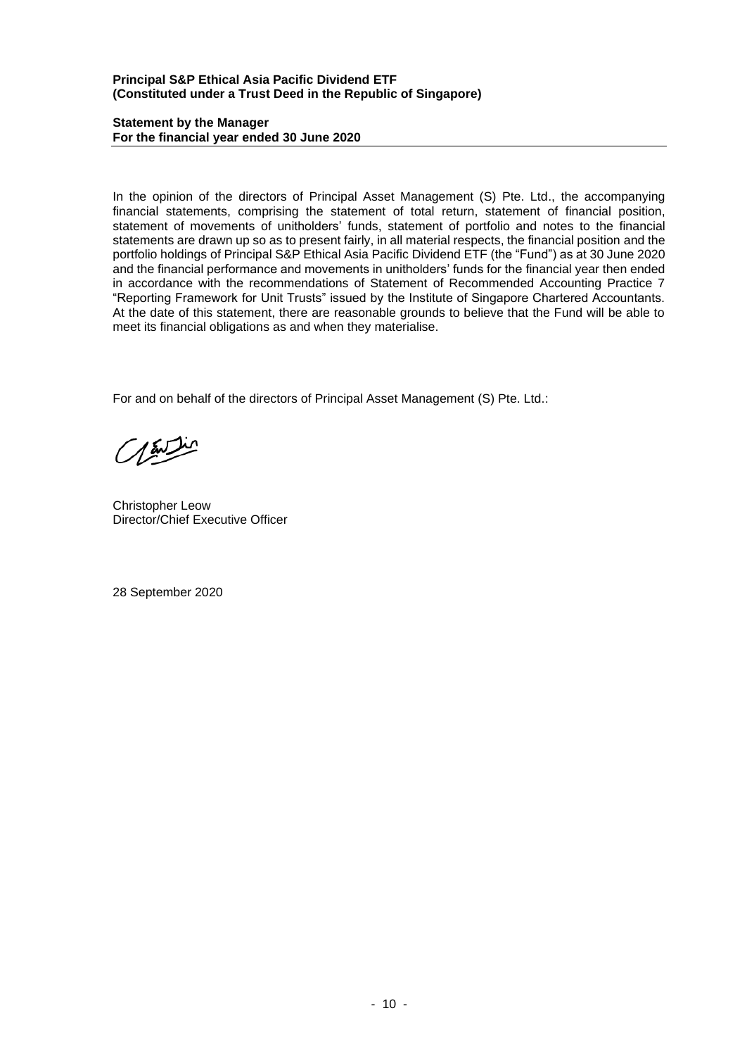**Principal S&P Ethical Asia Pacific Dividend ETF**
**(Constituted under a Trust Deed in the Republic of Singapore)**

**Statement by the Manager**
**For the financial year ended 30 June 2020**

In the opinion of the directors of Principal Asset Management (S) Pte. Ltd., the accompanying financial statements, comprising the statement of total return, statement of financial position, statement of movements of unitholders' funds, statement of portfolio and notes to the financial statements are drawn up so as to present fairly, in all material respects, the financial position and the portfolio holdings of Principal S&P Ethical Asia Pacific Dividend ETF (the "Fund") as at 30 June 2020 and the financial performance and movements in unitholders' funds for the financial year then ended in accordance with the recommendations of Statement of Recommended Accounting Practice 7 "Reporting Framework for Unit Trusts" issued by the Institute of Singapore Chartered Accountants. At the date of this statement, there are reasonable grounds to believe that the Fund will be able to meet its financial obligations as and when they materialise.

For and on behalf of the directors of Principal Asset Management (S) Pte. Ltd.:

Christopher Leow
Director/Chief Executive Officer

28 September 2020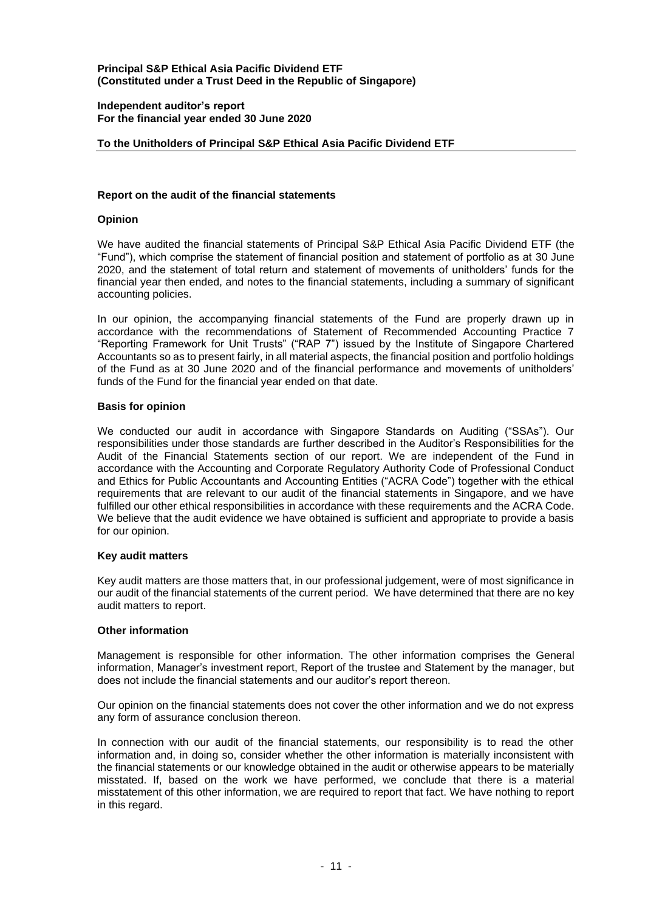**Principal S&P Ethical Asia Pacific Dividend ETF**
**(Constituted under a Trust Deed in the Republic of Singapore)**

**Independent auditor's report**
**For the financial year ended 30 June 2020**

**To the Unitholders of Principal S&P Ethical Asia Pacific Dividend ETF**

## Report on the audit of the financial statements

### Opinion

We have audited the financial statements of Principal S&P Ethical Asia Pacific Dividend ETF (the "Fund"), which comprise the statement of financial position and statement of portfolio as at 30 June 2020, and the statement of total return and statement of movements of unitholders' funds for the financial year then ended, and notes to the financial statements, including a summary of significant accounting policies.

In our opinion, the accompanying financial statements of the Fund are properly drawn up in accordance with the recommendations of Statement of Recommended Accounting Practice 7 "Reporting Framework for Unit Trusts" ("RAP 7") issued by the Institute of Singapore Chartered Accountants so as to present fairly, in all material aspects, the financial position and portfolio holdings of the Fund as at 30 June 2020 and of the financial performance and movements of unitholders' funds of the Fund for the financial year ended on that date.

### Basis for opinion

We conducted our audit in accordance with Singapore Standards on Auditing ("SSAs"). Our responsibilities under those standards are further described in the Auditor's Responsibilities for the Audit of the Financial Statements section of our report. We are independent of the Fund in accordance with the Accounting and Corporate Regulatory Authority Code of Professional Conduct and Ethics for Public Accountants and Accounting Entities ("ACRA Code") together with the ethical requirements that are relevant to our audit of the financial statements in Singapore, and we have fulfilled our other ethical responsibilities in accordance with these requirements and the ACRA Code. We believe that the audit evidence we have obtained is sufficient and appropriate to provide a basis for our opinion.

### Key audit matters

Key audit matters are those matters that, in our professional judgement, were of most significance in our audit of the financial statements of the current period. We have determined that there are no key audit matters to report.

### Other information

Management is responsible for other information. The other information comprises the General information, Manager's investment report, Report of the trustee and Statement by the manager, but does not include the financial statements and our auditor's report thereon.

Our opinion on the financial statements does not cover the other information and we do not express any form of assurance conclusion thereon.

In connection with our audit of the financial statements, our responsibility is to read the other information and, in doing so, consider whether the other information is materially inconsistent with the financial statements or our knowledge obtained in the audit or otherwise appears to be materially misstated. If, based on the work we have performed, we conclude that there is a material misstatement of this other information, we are required to report that fact. We have nothing to report in this regard.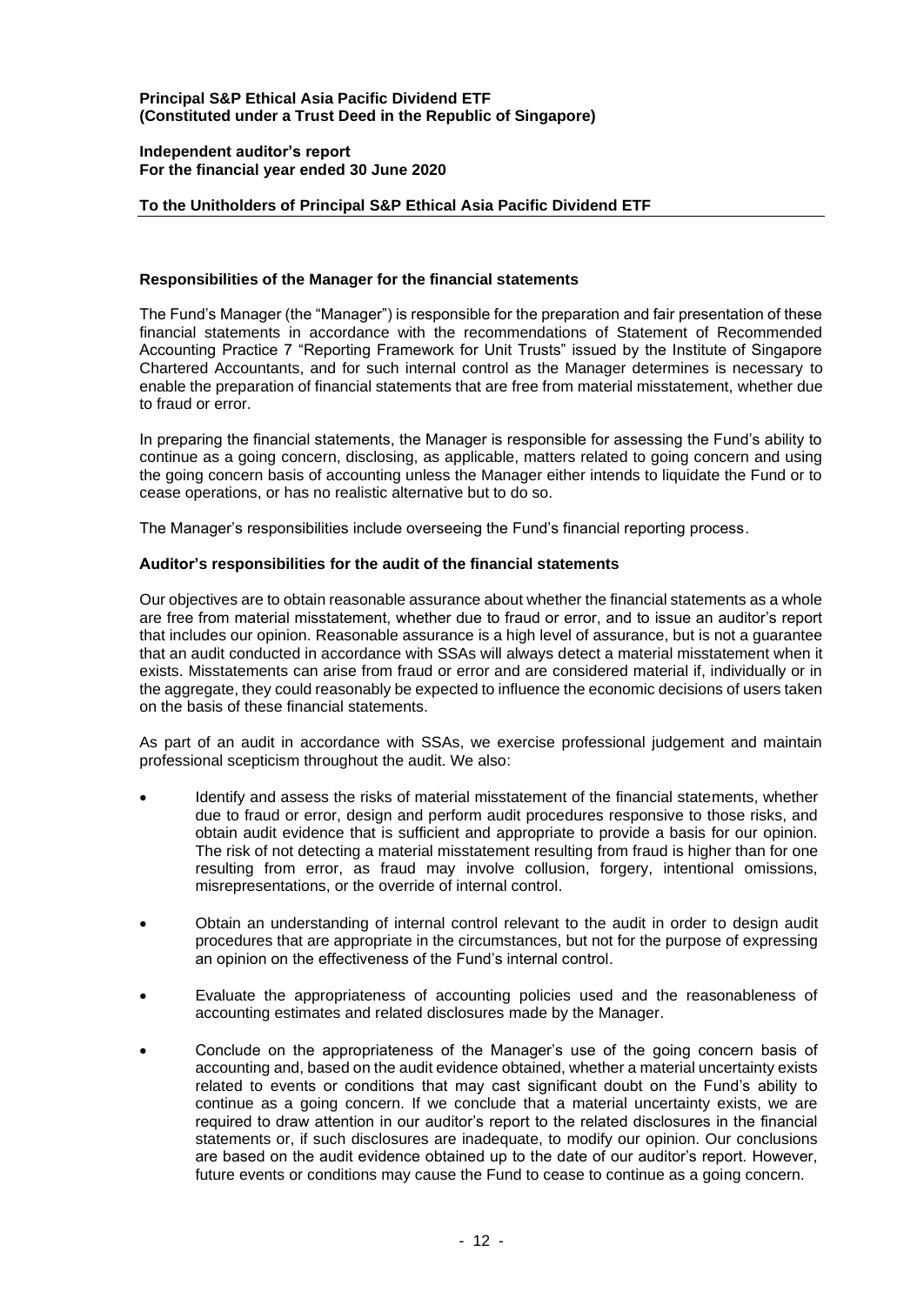**Principal S&P Ethical Asia Pacific Dividend ETF**
**(Constituted under a Trust Deed in the Republic of Singapore)**

**Independent auditor's report**
**For the financial year ended 30 June 2020**

**To the Unitholders of Principal S&P Ethical Asia Pacific Dividend ETF**

### Responsibilities of the Manager for the financial statements

The Fund's Manager (the "Manager") is responsible for the preparation and fair presentation of these financial statements in accordance with the recommendations of Statement of Recommended Accounting Practice 7 "Reporting Framework for Unit Trusts" issued by the Institute of Singapore Chartered Accountants, and for such internal control as the Manager determines is necessary to enable the preparation of financial statements that are free from material misstatement, whether due to fraud or error.

In preparing the financial statements, the Manager is responsible for assessing the Fund's ability to continue as a going concern, disclosing, as applicable, matters related to going concern and using the going concern basis of accounting unless the Manager either intends to liquidate the Fund or to cease operations, or has no realistic alternative but to do so.

The Manager's responsibilities include overseeing the Fund's financial reporting process.

### Auditor's responsibilities for the audit of the financial statements

Our objectives are to obtain reasonable assurance about whether the financial statements as a whole are free from material misstatement, whether due to fraud or error, and to issue an auditor's report that includes our opinion. Reasonable assurance is a high level of assurance, but is not a guarantee that an audit conducted in accordance with SSAs will always detect a material misstatement when it exists. Misstatements can arise from fraud or error and are considered material if, individually or in the aggregate, they could reasonably be expected to influence the economic decisions of users taken on the basis of these financial statements.

As part of an audit in accordance with SSAs, we exercise professional judgement and maintain professional scepticism throughout the audit. We also:

- Identify and assess the risks of material misstatement of the financial statements, whether due to fraud or error, design and perform audit procedures responsive to those risks, and obtain audit evidence that is sufficient and appropriate to provide a basis for our opinion. The risk of not detecting a material misstatement resulting from fraud is higher than for one resulting from error, as fraud may involve collusion, forgery, intentional omissions, misrepresentations, or the override of internal control.

- Obtain an understanding of internal control relevant to the audit in order to design audit procedures that are appropriate in the circumstances, but not for the purpose of expressing an opinion on the effectiveness of the Fund's internal control.

- Evaluate the appropriateness of accounting policies used and the reasonableness of accounting estimates and related disclosures made by the Manager.

- Conclude on the appropriateness of the Manager's use of the going concern basis of accounting and, based on the audit evidence obtained, whether a material uncertainty exists related to events or conditions that may cast significant doubt on the Fund's ability to continue as a going concern. If we conclude that a material uncertainty exists, we are required to draw attention in our auditor's report to the related disclosures in the financial statements or, if such disclosures are inadequate, to modify our opinion. Our conclusions are based on the audit evidence obtained up to the date of our auditor's report. However, future events or conditions may cause the Fund to cease to continue as a going concern.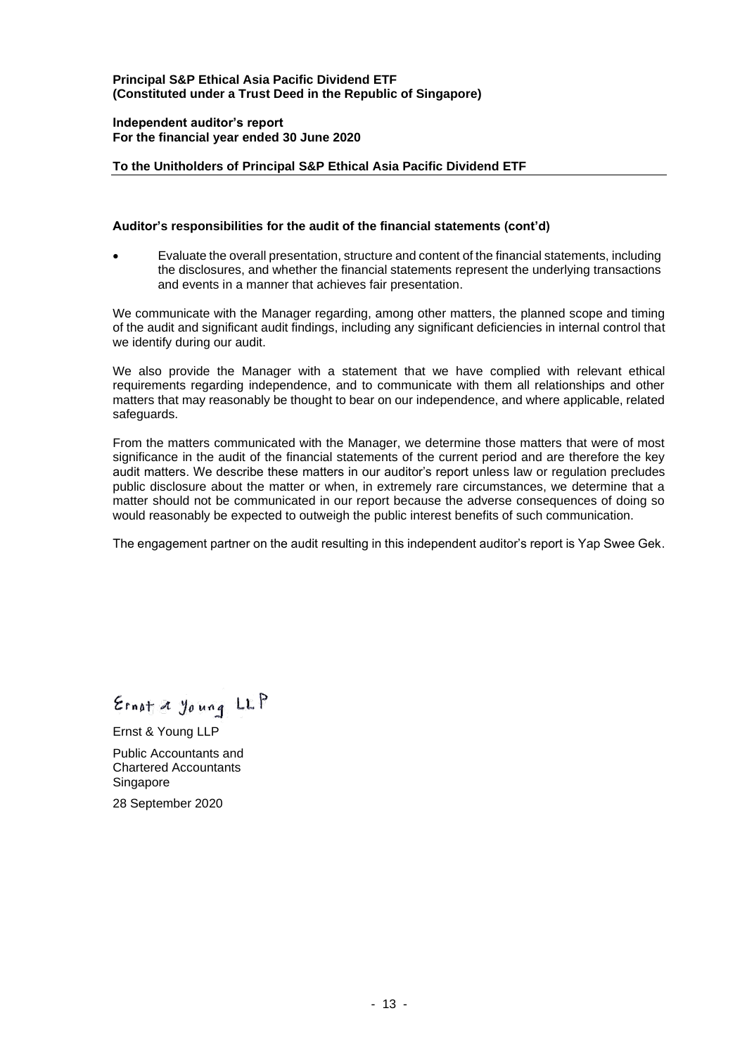**Principal S&P Ethical Asia Pacific Dividend ETF**
**(Constituted under a Trust Deed in the Republic of Singapore)**

**Independent auditor's report**
**For the financial year ended 30 June 2020**

**To the Unitholders of Principal S&P Ethical Asia Pacific Dividend ETF**

**Auditor's responsibilities for the audit of the financial statements (cont'd)**

- Evaluate the overall presentation, structure and content of the financial statements, including the disclosures, and whether the financial statements represent the underlying transactions and events in a manner that achieves fair presentation.

We communicate with the Manager regarding, among other matters, the planned scope and timing of the audit and significant audit findings, including any significant deficiencies in internal control that we identify during our audit.

We also provide the Manager with a statement that we have complied with relevant ethical requirements regarding independence, and to communicate with them all relationships and other matters that may reasonably be thought to bear on our independence, and where applicable, related safeguards.

From the matters communicated with the Manager, we determine those matters that were of most significance in the audit of the financial statements of the current period and are therefore the key audit matters. We describe these matters in our auditor's report unless law or regulation precludes public disclosure about the matter or when, in extremely rare circumstances, we determine that a matter should not be communicated in our report because the adverse consequences of doing so would reasonably be expected to outweigh the public interest benefits of such communication.

The engagement partner on the audit resulting in this independent auditor's report is Yap Swee Gek.

Ernst & Young LLP

Ernst & Young LLP
Public Accountants and
Chartered Accountants
Singapore

28 September 2020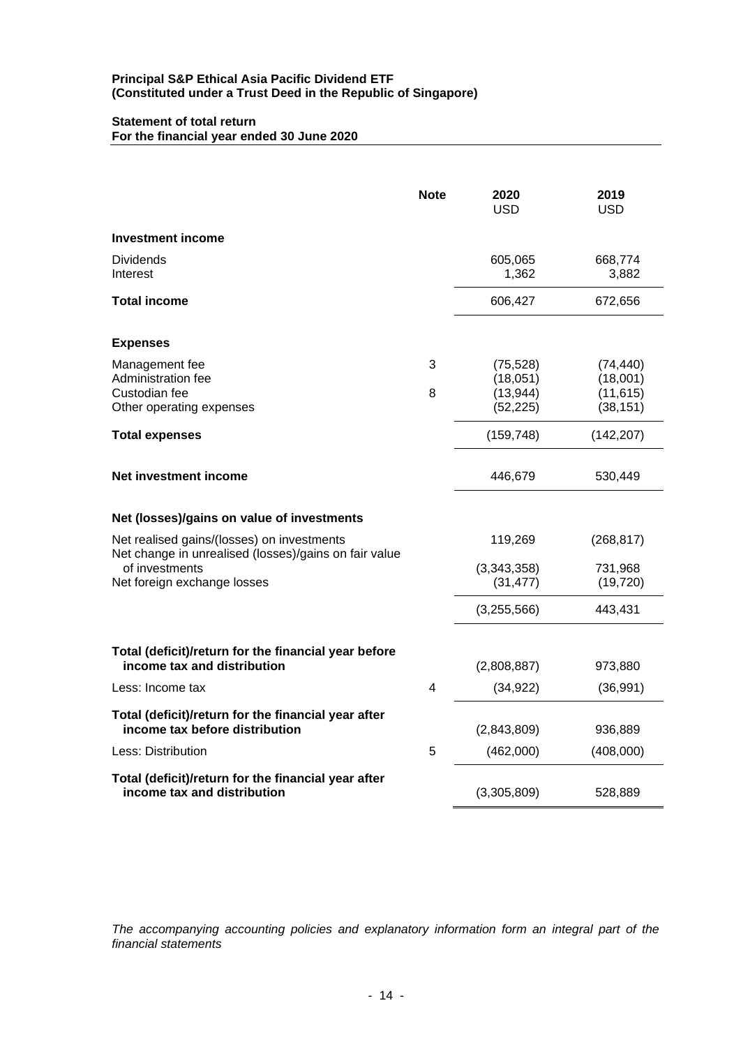**Principal S&P Ethical Asia Pacific Dividend ETF**
**(Constituted under a Trust Deed in the Republic of Singapore)**

**Statement of total return**
**For the financial year ended 30 June 2020**

| | Note | 2020 USD | 2019 USD |
|---|---|---|---|
| **Investment income** | | | |
| Dividends | | 605,065 | 668,774 |
| Interest | | 1,362 | 3,882 |
| **Total income** | | 606,427 | 672,656 |
| | | | |
| **Expenses** | | | |
| Management fee | 3 | (75,528) | (74,440) |
| Administration fee | | (18,051) | (18,001) |
| Custodian fee | 8 | (13,944) | (11,615) |
| Other operating expenses | | (52,225) | (38,151) |
| **Total expenses** | | (159,748) | (142,207) |
| | | | |
| **Net investment income** | | 446,679 | 530,449 |
| | | | |
| **Net (losses)/gains on value of investments** | | | |
| Net realised gains/(losses) on investments | | 119,269 | (268,817) |
| Net change in unrealised (losses)/gains on fair value of investments | | (3,343,358) | 731,968 |
| Net foreign exchange losses | | (31,477) | (19,720) |
| | | (3,255,566) | 443,431 |
| | | | |
| **Total (deficit)/return for the financial year before income tax and distribution** | | (2,808,887) | 973,880 |
| Less: Income tax | 4 | (34,922) | (36,991) |
| **Total (deficit)/return for the financial year after income tax before distribution** | | (2,843,809) | 936,889 |
| Less: Distribution | 5 | (462,000) | (408,000) |
| **Total (deficit)/return for the financial year after income tax and distribution** | | (3,305,809) | 528,889 |

*The accompanying accounting policies and explanatory information form an integral part of the financial statements*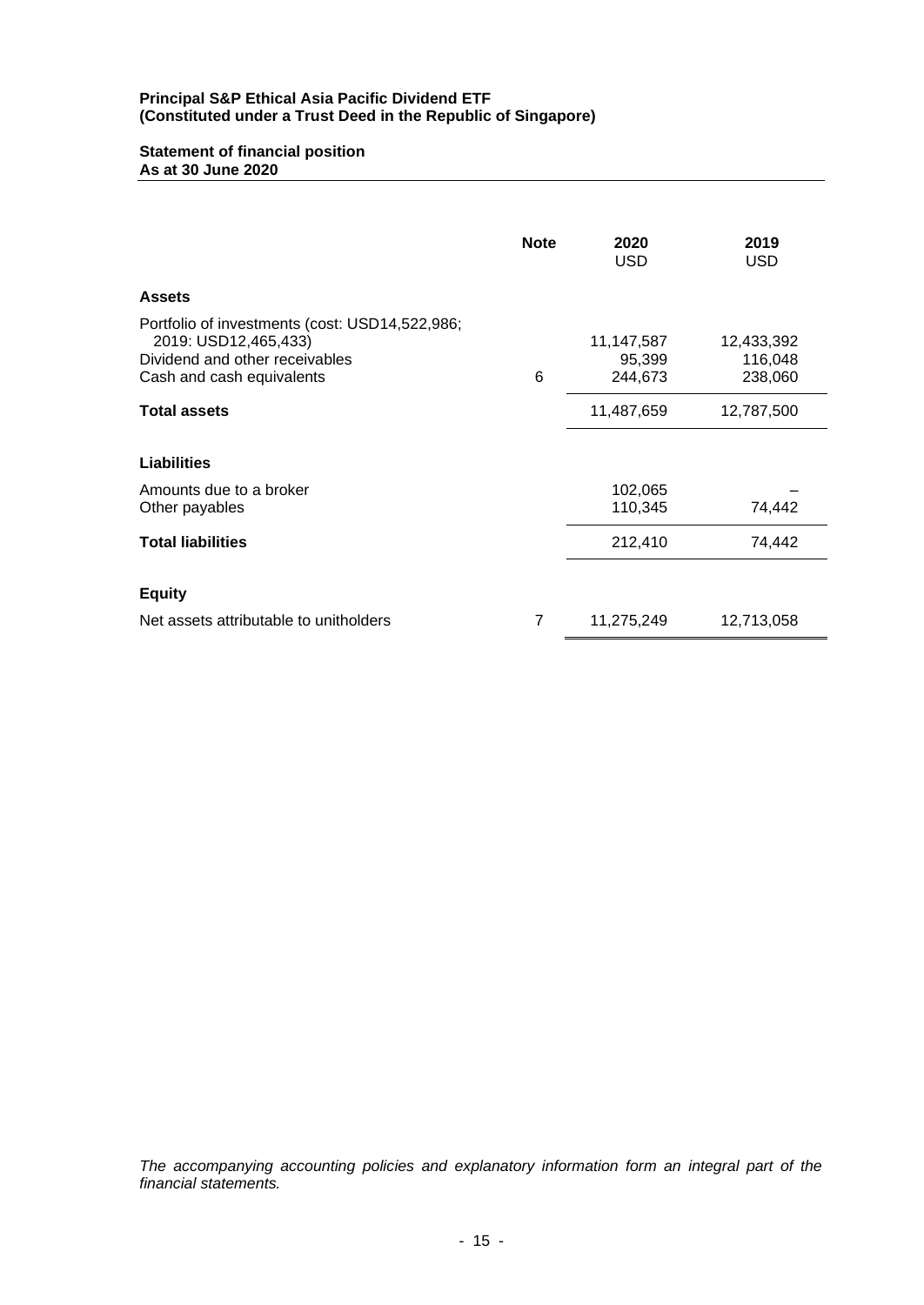**Principal S&P Ethical Asia Pacific Dividend ETF**
**(Constituted under a Trust Deed in the Republic of Singapore)**

**Statement of financial position**
**As at 30 June 2020**

| | Note | 2020 USD | 2019 USD |
|---|---|---|---|
| **Assets** | | | |
| Portfolio of investments (cost: USD14,522,986; 2019: USD12,465,433) | | 11,147,587 | 12,433,392 |
| Dividend and other receivables | | 95,399 | 116,048 |
| Cash and cash equivalents | 6 | 244,673 | 238,060 |
| **Total assets** | | 11,487,659 | 12,787,500 |
| **Liabilities** | | | |
| Amounts due to a broker | | 102,065 | – |
| Other payables | | 110,345 | 74,442 |
| **Total liabilities** | | 212,410 | 74,442 |
| **Equity** | | | |
| Net assets attributable to unitholders | 7 | 11,275,249 | 12,713,058 |

*The accompanying accounting policies and explanatory information form an integral part of the financial statements.*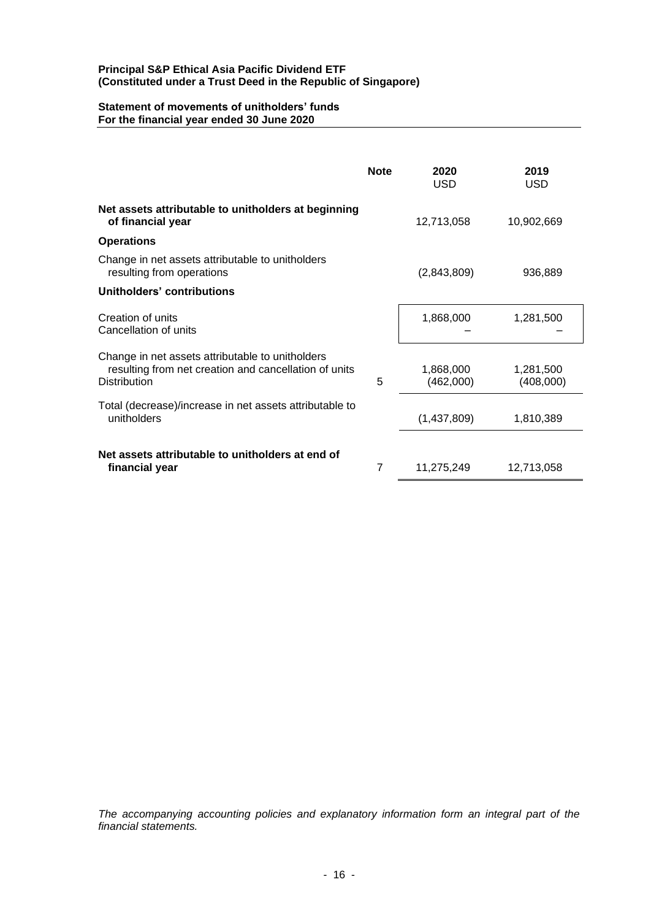**Principal S&P Ethical Asia Pacific Dividend ETF**
**(Constituted under a Trust Deed in the Republic of Singapore)**

**Statement of movements of unitholders' funds**
**For the financial year ended 30 June 2020**

| | Note | 2020<br>USD | 2019<br>USD |
|---|---|---|---|
| **Net assets attributable to unitholders at beginning of financial year** | | 12,713,058 | 10,902,669 |
| **Operations** | | | |
| Change in net assets attributable to unitholders resulting from operations | | (2,843,809) | 936,889 |
| **Unitholders' contributions** | | | |
| Creation of units | | 1,868,000 | 1,281,500 |
| Cancellation of units | | – | – |
| Change in net assets attributable to unitholders resulting from net creation and cancellation of units | | 1,868,000 | 1,281,500 |
| Distribution | 5 | (462,000) | (408,000) |
| Total (decrease)/increase in net assets attributable to unitholders | | (1,437,809) | 1,810,389 |
| **Net assets attributable to unitholders at end of financial year** | 7 | 11,275,249 | 12,713,058 |

*The accompanying accounting policies and explanatory information form an integral part of the financial statements.*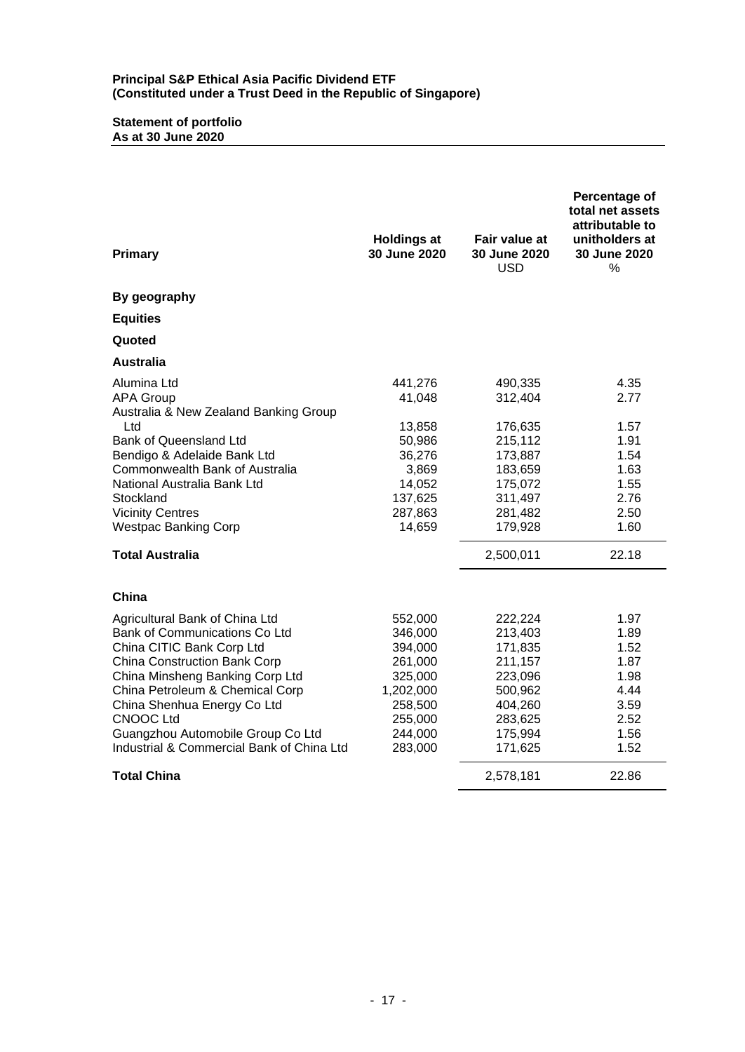**Principal S&P Ethical Asia Pacific Dividend ETF**
**(Constituted under a Trust Deed in the Republic of Singapore)**

**Statement of portfolio**
**As at 30 June 2020**

| Primary | Holdings at 30 June 2020 | Fair value at 30 June 2020 USD | Percentage of total net assets attributable to unitholders at 30 June 2020 % |
|---|---|---|---|
| **By geography** | | | |
| **Equities** | | | |
| **Quoted** | | | |
| **Australia** | | | |
| Alumina Ltd | 441,276 | 490,335 | 4.35 |
| APA Group | 41,048 | 312,404 | 2.77 |
| Australia & New Zealand Banking Group Ltd | 13,858 | 176,635 | 1.57 |
| Bank of Queensland Ltd | 50,986 | 215,112 | 1.91 |
| Bendigo & Adelaide Bank Ltd | 36,276 | 173,887 | 1.54 |
| Commonwealth Bank of Australia | 3,869 | 183,659 | 1.63 |
| National Australia Bank Ltd | 14,052 | 175,072 | 1.55 |
| Stockland | 137,625 | 311,497 | 2.76 |
| Vicinity Centres | 287,863 | 281,482 | 2.50 |
| Westpac Banking Corp | 14,659 | 179,928 | 1.60 |
| **Total Australia** | | 2,500,011 | 22.18 |
| **China** | | | |
| Agricultural Bank of China Ltd | 552,000 | 222,224 | 1.97 |
| Bank of Communications Co Ltd | 346,000 | 213,403 | 1.89 |
| China CITIC Bank Corp Ltd | 394,000 | 171,835 | 1.52 |
| China Construction Bank Corp | 261,000 | 211,157 | 1.87 |
| China Minsheng Banking Corp Ltd | 325,000 | 223,096 | 1.98 |
| China Petroleum & Chemical Corp | 1,202,000 | 500,962 | 4.44 |
| China Shenhua Energy Co Ltd | 258,500 | 404,260 | 3.59 |
| CNOOC Ltd | 255,000 | 283,625 | 2.52 |
| Guangzhou Automobile Group Co Ltd | 244,000 | 175,994 | 1.56 |
| Industrial & Commercial Bank of China Ltd | 283,000 | 171,625 | 1.52 |
| **Total China** | | 2,578,181 | 22.86 |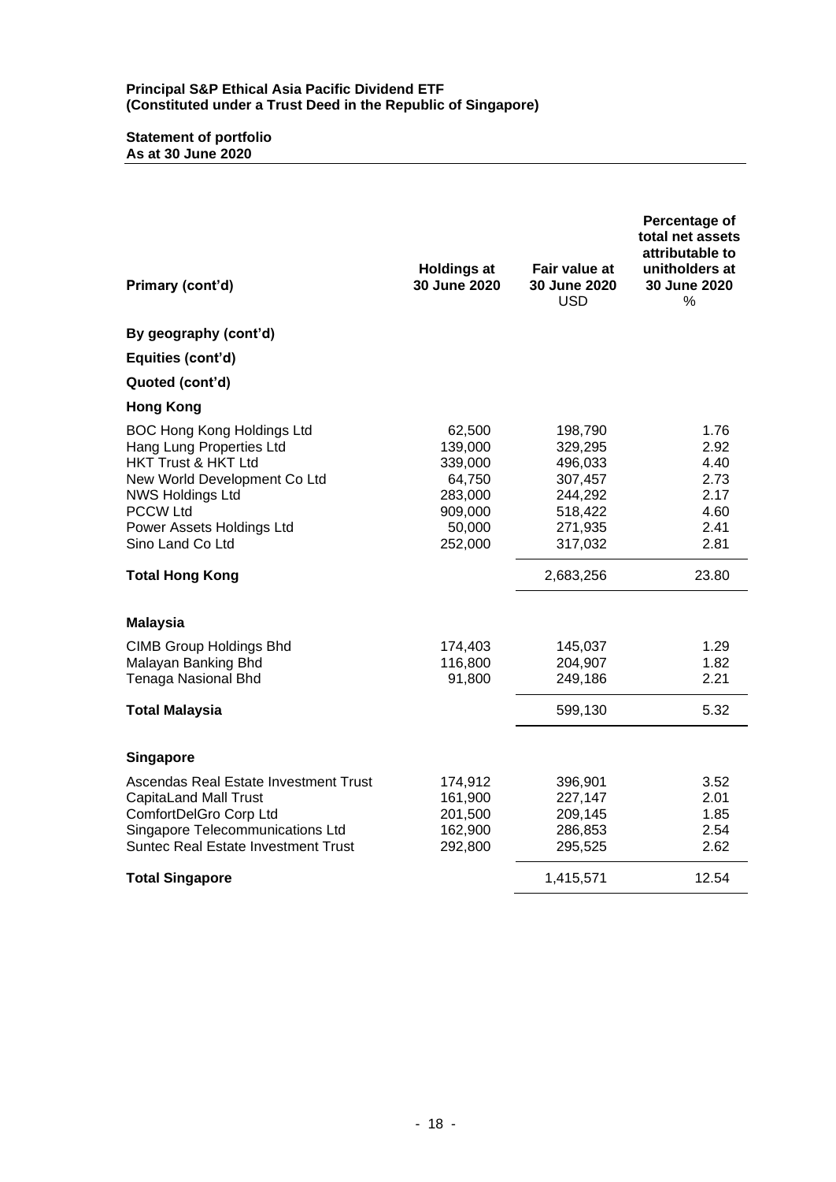**Principal S&P Ethical Asia Pacific Dividend ETF**
**(Constituted under a Trust Deed in the Republic of Singapore)**

**Statement of portfolio**
**As at 30 June 2020**

| Primary (cont'd) | Holdings at 30 June 2020 | Fair value at 30 June 2020 USD | Percentage of total net assets attributable to unitholders at 30 June 2020 % |
|---|---|---|---|
| **By geography (cont'd)** | | | |
| **Equities (cont'd)** | | | |
| **Quoted (cont'd)** | | | |
| **Hong Kong** | | | |
| BOC Hong Kong Holdings Ltd | 62,500 | 198,790 | 1.76 |
| Hang Lung Properties Ltd | 139,000 | 329,295 | 2.92 |
| HKT Trust & HKT Ltd | 339,000 | 496,033 | 4.40 |
| New World Development Co Ltd | 64,750 | 307,457 | 2.73 |
| NWS Holdings Ltd | 283,000 | 244,292 | 2.17 |
| PCCW Ltd | 909,000 | 518,422 | 4.60 |
| Power Assets Holdings Ltd | 50,000 | 271,935 | 2.41 |
| Sino Land Co Ltd | 252,000 | 317,032 | 2.81 |
| **Total Hong Kong** | | 2,683,256 | 23.80 |
| **Malaysia** | | | |
| CIMB Group Holdings Bhd | 174,403 | 145,037 | 1.29 |
| Malayan Banking Bhd | 116,800 | 204,907 | 1.82 |
| Tenaga Nasional Bhd | 91,800 | 249,186 | 2.21 |
| **Total Malaysia** | | 599,130 | 5.32 |
| **Singapore** | | | |
| Ascendas Real Estate Investment Trust | 174,912 | 396,901 | 3.52 |
| CapitaLand Mall Trust | 161,900 | 227,147 | 2.01 |
| ComfortDelGro Corp Ltd | 201,500 | 209,145 | 1.85 |
| Singapore Telecommunications Ltd | 162,900 | 286,853 | 2.54 |
| Suntec Real Estate Investment Trust | 292,800 | 295,525 | 2.62 |
| **Total Singapore** | | 1,415,571 | 12.54 |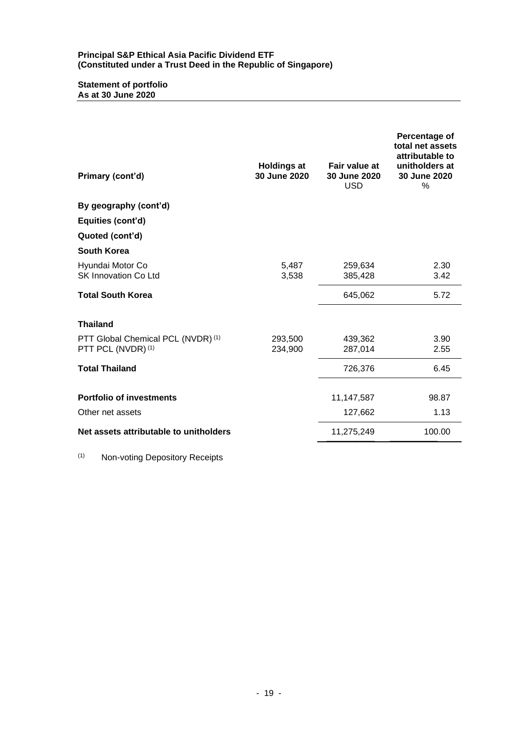**Principal S&P Ethical Asia Pacific Dividend ETF**
**(Constituted under a Trust Deed in the Republic of Singapore)**

**Statement of portfolio**
**As at 30 June 2020**

| Primary (cont'd) | Holdings at 30 June 2020 | Fair value at 30 June 2020 USD | Percentage of total net assets attributable to unitholders at 30 June 2020 % |
|---|---|---|---|
| **By geography (cont'd)** | | | |
| **Equities (cont'd)** | | | |
| **Quoted (cont'd)** | | | |
| **South Korea** | | | |
| Hyundai Motor Co | 5,487 | 259,634 | 2.30 |
| SK Innovation Co Ltd | 3,538 | 385,428 | 3.42 |
| **Total South Korea** | | 645,062 | 5.72 |
| **Thailand** | | | |
| PTT Global Chemical PCL (NVDR) [(1)] | 293,500 | 439,362 | 3.90 |
| PTT PCL (NVDR) [(1)] | 234,900 | 287,014 | 2.55 |
| **Total Thailand** | | 726,376 | 6.45 |
| **Portfolio of investments** | | 11,147,587 | 98.87 |
| Other net assets | | 127,662 | 1.13 |
| **Net assets attributable to unitholders** | | 11,275,249 | 100.00 |

[(1)] Non-voting Depository Receipts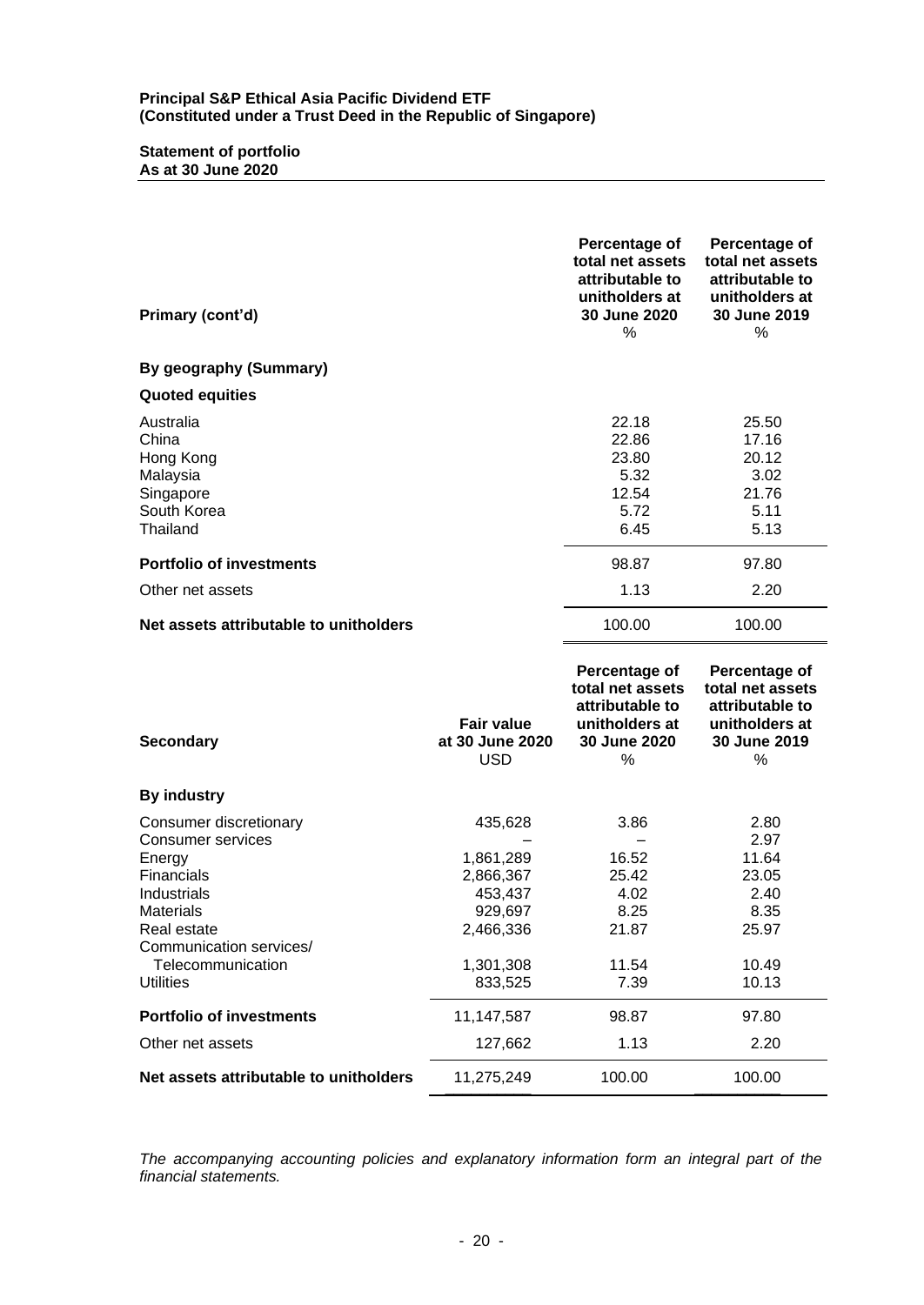**Principal S&P Ethical Asia Pacific Dividend ETF**
**(Constituted under a Trust Deed in the Republic of Singapore)**

**Statement of portfolio**
**As at 30 June 2020**

| **Primary (cont'd)** | **Percentage of total net assets attributable to unitholders at 30 June 2020** % | **Percentage of total net assets attributable to unitholders at 30 June 2019** % |
|---|---|---|
| **By geography (Summary)** | | |
| **Quoted equities** | | |
| Australia | 22.18 | 25.50 |
| China | 22.86 | 17.16 |
| Hong Kong | 23.80 | 20.12 |
| Malaysia | 5.32 | 3.02 |
| Singapore | 12.54 | 21.76 |
| South Korea | 5.72 | 5.11 |
| Thailand | 6.45 | 5.13 |
| **Portfolio of investments** | 98.87 | 97.80 |
| Other net assets | 1.13 | 2.20 |
| **Net assets attributable to unitholders** | 100.00 | 100.00 |

| **Secondary** | **Fair value at 30 June 2020** USD | **Percentage of total net assets attributable to unitholders at 30 June 2020** % | **Percentage of total net assets attributable to unitholders at 30 June 2019** % |
|---|---|---|---|
| **By industry** | | | |
| Consumer discretionary | 435,628 | 3.86 | 2.80 |
| Consumer services | – | – | 2.97 |
| Energy | 1,861,289 | 16.52 | 11.64 |
| Financials | 2,866,367 | 25.42 | 23.05 |
| Industrials | 453,437 | 4.02 | 2.40 |
| Materials | 929,697 | 8.25 | 8.35 |
| Real estate | 2,466,336 | 21.87 | 25.97 |
| Communication services/ Telecommunication | 1,301,308 | 11.54 | 10.49 |
| Utilities | 833,525 | 7.39 | 10.13 |
| **Portfolio of investments** | 11,147,587 | 98.87 | 97.80 |
| Other net assets | 127,662 | 1.13 | 2.20 |
| **Net assets attributable to unitholders** | 11,275,249 | 100.00 | 100.00 |

*The accompanying accounting policies and explanatory information form an integral part of the financial statements.*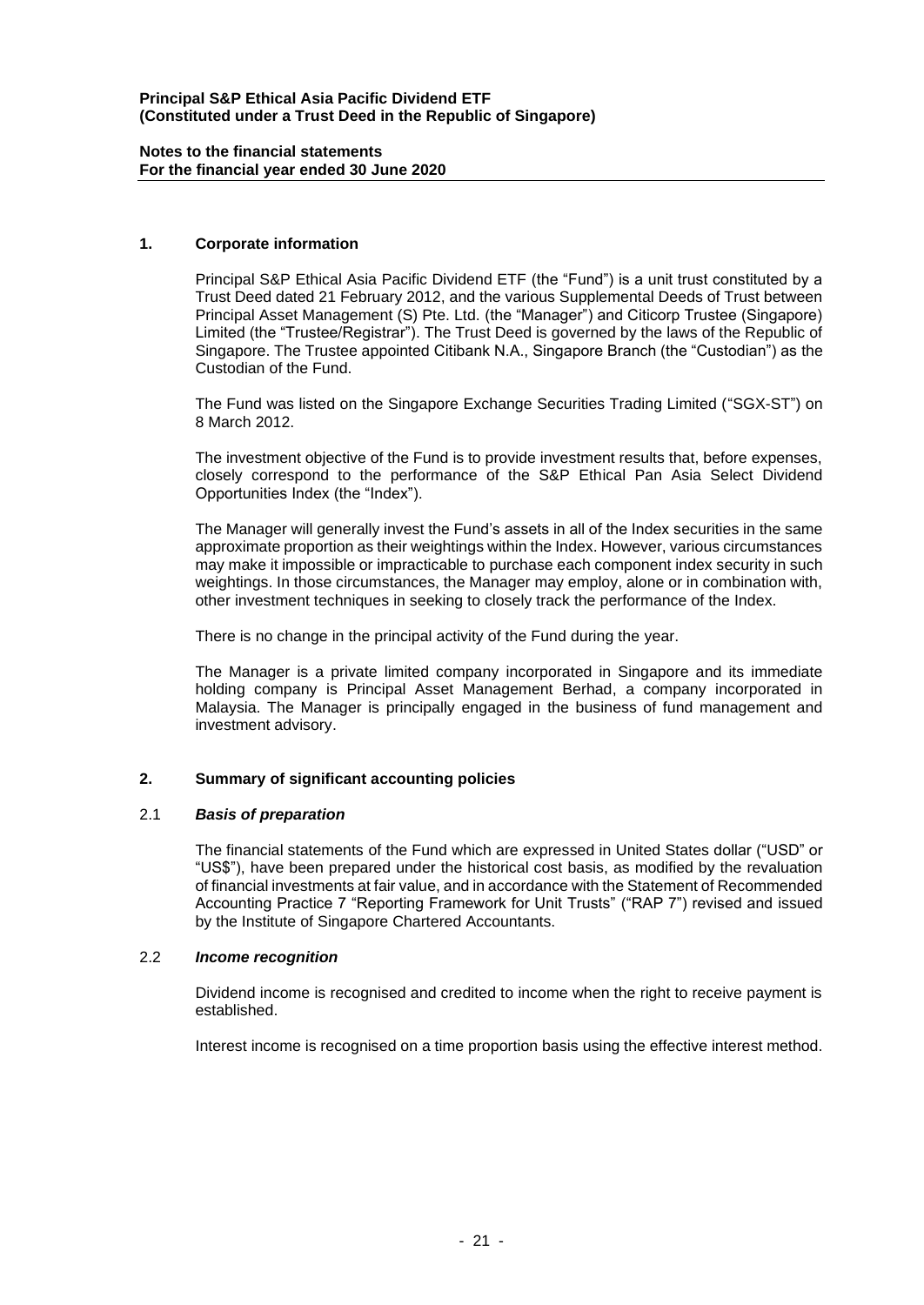**Principal S&P Ethical Asia Pacific Dividend ETF**
**(Constituted under a Trust Deed in the Republic of Singapore)**

**Notes to the financial statements**
**For the financial year ended 30 June 2020**

## 1. Corporate information

Principal S&P Ethical Asia Pacific Dividend ETF (the "Fund") is a unit trust constituted by a Trust Deed dated 21 February 2012, and the various Supplemental Deeds of Trust between Principal Asset Management (S) Pte. Ltd. (the "Manager") and Citicorp Trustee (Singapore) Limited (the "Trustee/Registrar"). The Trust Deed is governed by the laws of the Republic of Singapore. The Trustee appointed Citibank N.A., Singapore Branch (the "Custodian") as the Custodian of the Fund.

The Fund was listed on the Singapore Exchange Securities Trading Limited ("SGX-ST") on 8 March 2012.

The investment objective of the Fund is to provide investment results that, before expenses, closely correspond to the performance of the S&P Ethical Pan Asia Select Dividend Opportunities Index (the "Index").

The Manager will generally invest the Fund's assets in all of the Index securities in the same approximate proportion as their weightings within the Index. However, various circumstances may make it impossible or impracticable to purchase each component index security in such weightings. In those circumstances, the Manager may employ, alone or in combination with, other investment techniques in seeking to closely track the performance of the Index.

There is no change in the principal activity of the Fund during the year.

The Manager is a private limited company incorporated in Singapore and its immediate holding company is Principal Asset Management Berhad, a company incorporated in Malaysia. The Manager is principally engaged in the business of fund management and investment advisory.

## 2. Summary of significant accounting policies

### 2.1 *Basis of preparation*

The financial statements of the Fund which are expressed in United States dollar ("USD" or "US$"), have been prepared under the historical cost basis, as modified by the revaluation of financial investments at fair value, and in accordance with the Statement of Recommended Accounting Practice 7 "Reporting Framework for Unit Trusts" ("RAP 7") revised and issued by the Institute of Singapore Chartered Accountants.

### 2.2 *Income recognition*

Dividend income is recognised and credited to income when the right to receive payment is established.

Interest income is recognised on a time proportion basis using the effective interest method.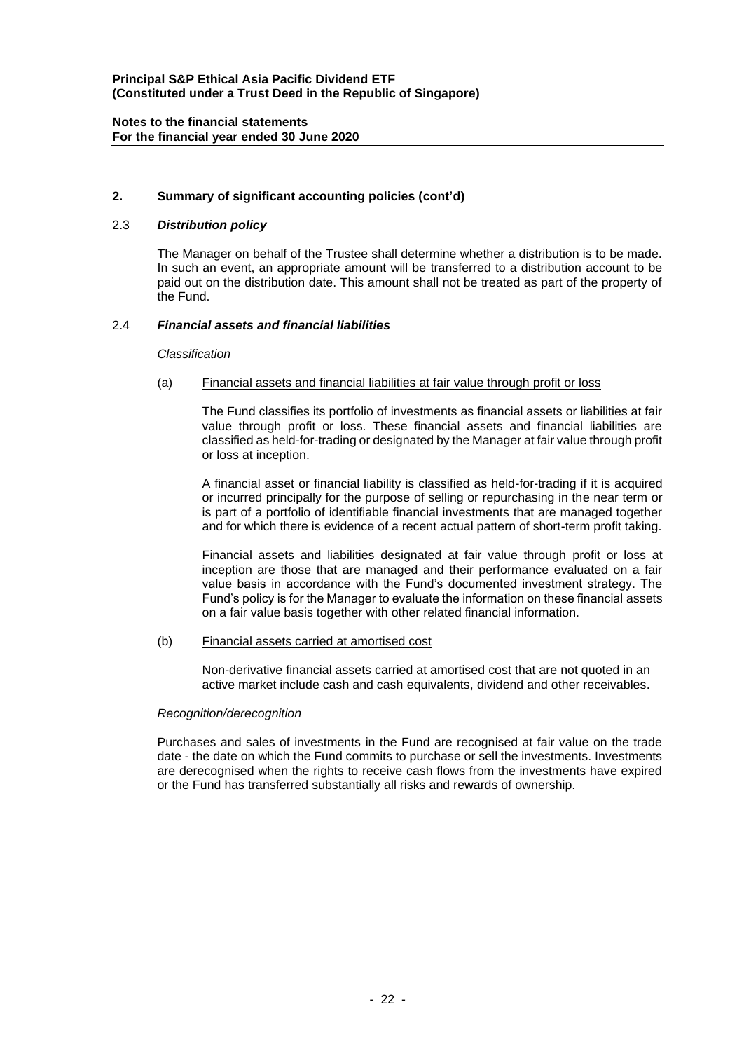## 2. Summary of significant accounting policies (cont'd)

### 2.3 *Distribution policy*

The Manager on behalf of the Trustee shall determine whether a distribution is to be made. In such an event, an appropriate amount will be transferred to a distribution account to be paid out on the distribution date. This amount shall not be treated as part of the property of the Fund.

### 2.4 *Financial assets and financial liabilities*

*Classification*

(a) Financial assets and financial liabilities at fair value through profit or loss

The Fund classifies its portfolio of investments as financial assets or liabilities at fair value through profit or loss. These financial assets and financial liabilities are classified as held-for-trading or designated by the Manager at fair value through profit or loss at inception.

A financial asset or financial liability is classified as held-for-trading if it is acquired or incurred principally for the purpose of selling or repurchasing in the near term or is part of a portfolio of identifiable financial investments that are managed together and for which there is evidence of a recent actual pattern of short-term profit taking.

Financial assets and liabilities designated at fair value through profit or loss at inception are those that are managed and their performance evaluated on a fair value basis in accordance with the Fund's documented investment strategy. The Fund's policy is for the Manager to evaluate the information on these financial assets on a fair value basis together with other related financial information.

(b) Financial assets carried at amortised cost

Non-derivative financial assets carried at amortised cost that are not quoted in an active market include cash and cash equivalents, dividend and other receivables.

*Recognition/derecognition*

Purchases and sales of investments in the Fund are recognised at fair value on the trade date - the date on which the Fund commits to purchase or sell the investments. Investments are derecognised when the rights to receive cash flows from the investments have expired or the Fund has transferred substantially all risks and rewards of ownership.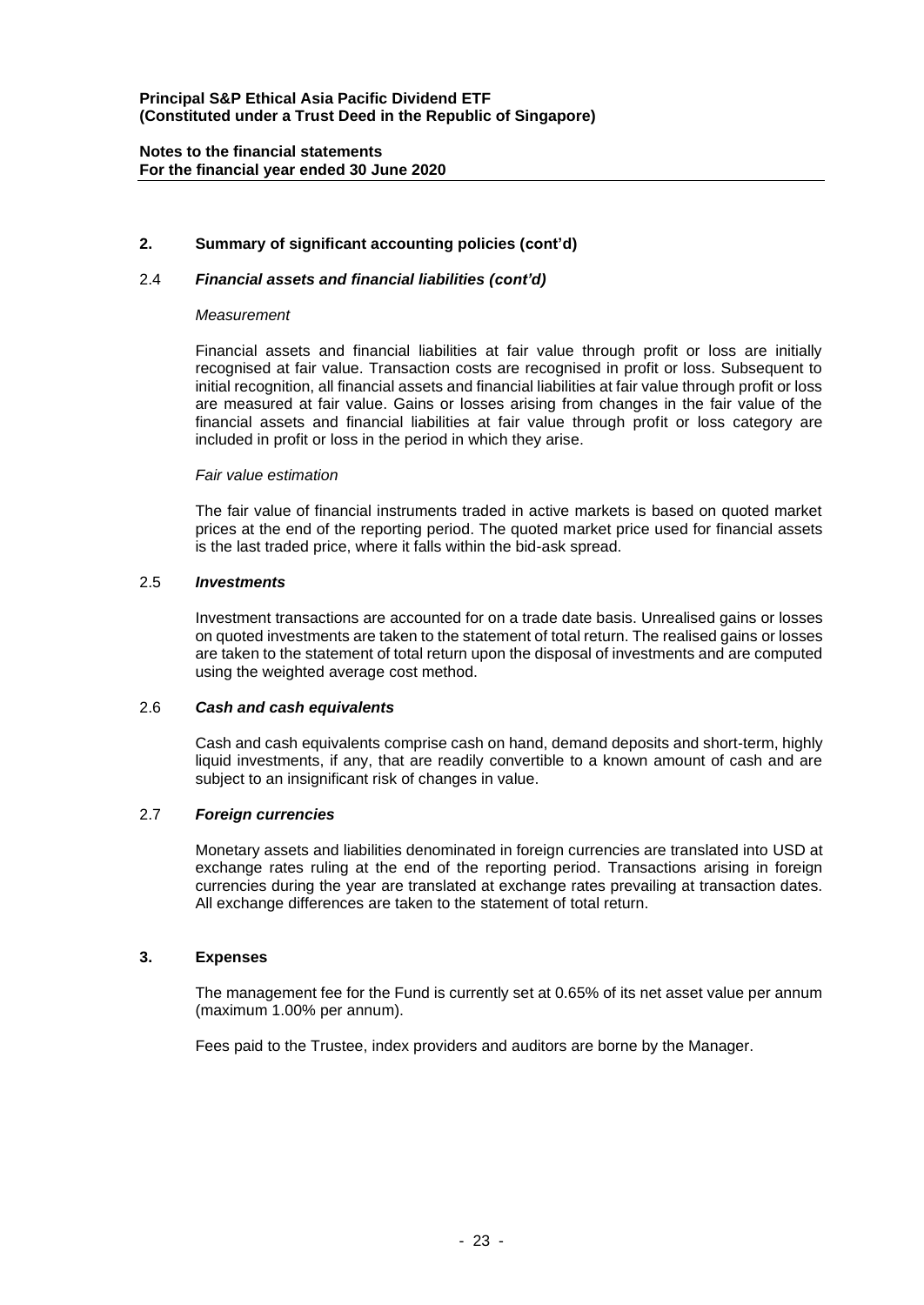## 2. Summary of significant accounting policies (cont'd)

### 2.4 *Financial assets and financial liabilities (cont'd)*

*Measurement*

Financial assets and financial liabilities at fair value through profit or loss are initially recognised at fair value. Transaction costs are recognised in profit or loss. Subsequent to initial recognition, all financial assets and financial liabilities at fair value through profit or loss are measured at fair value. Gains or losses arising from changes in the fair value of the financial assets and financial liabilities at fair value through profit or loss category are included in profit or loss in the period in which they arise.

*Fair value estimation*

The fair value of financial instruments traded in active markets is based on quoted market prices at the end of the reporting period. The quoted market price used for financial assets is the last traded price, where it falls within the bid-ask spread.

### 2.5 *Investments*

Investment transactions are accounted for on a trade date basis. Unrealised gains or losses on quoted investments are taken to the statement of total return. The realised gains or losses are taken to the statement of total return upon the disposal of investments and are computed using the weighted average cost method.

### 2.6 *Cash and cash equivalents*

Cash and cash equivalents comprise cash on hand, demand deposits and short-term, highly liquid investments, if any, that are readily convertible to a known amount of cash and are subject to an insignificant risk of changes in value.

### 2.7 *Foreign currencies*

Monetary assets and liabilities denominated in foreign currencies are translated into USD at exchange rates ruling at the end of the reporting period. Transactions arising in foreign currencies during the year are translated at exchange rates prevailing at transaction dates. All exchange differences are taken to the statement of total return.

## 3. Expenses

The management fee for the Fund is currently set at 0.65% of its net asset value per annum (maximum 1.00% per annum).

Fees paid to the Trustee, index providers and auditors are borne by the Manager.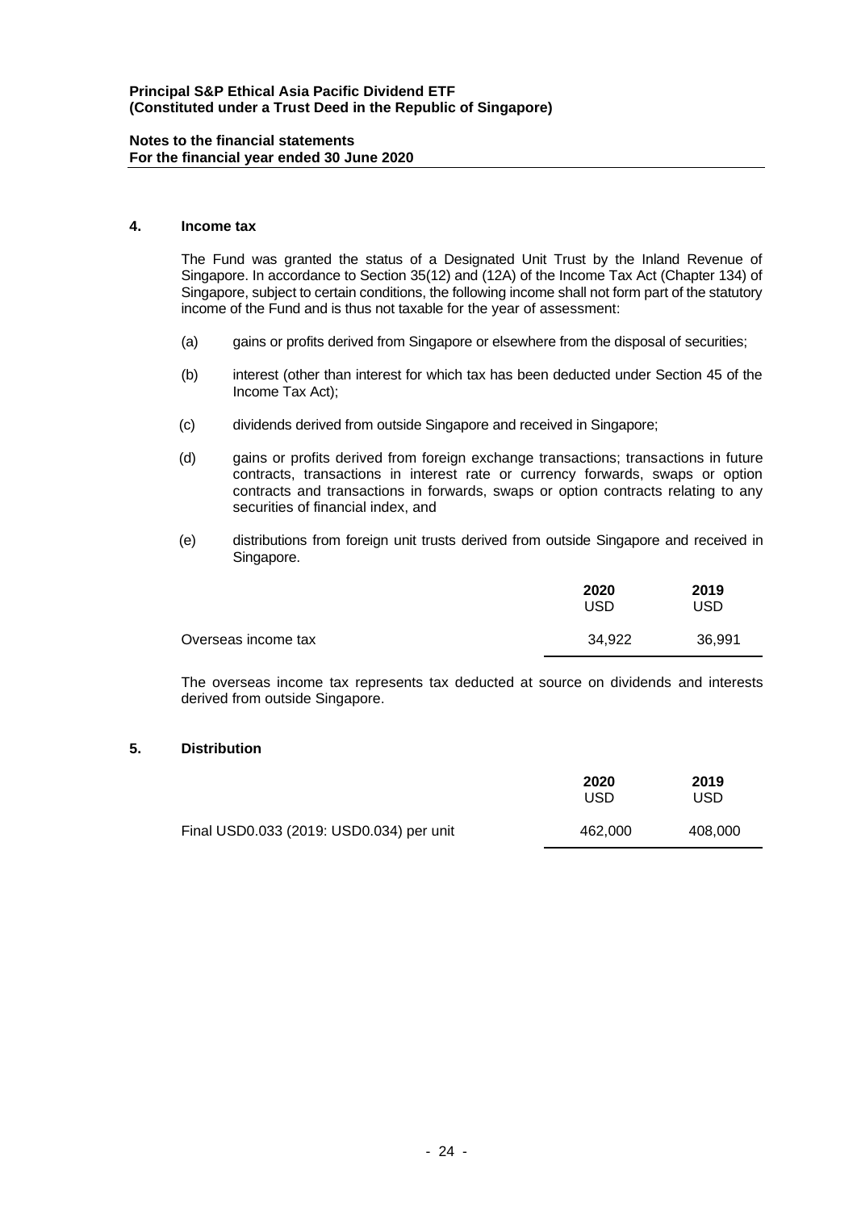**Principal S&P Ethical Asia Pacific Dividend ETF**
**(Constituted under a Trust Deed in the Republic of Singapore)**

**Notes to the financial statements**
**For the financial year ended 30 June 2020**

## 4. Income tax

The Fund was granted the status of a Designated Unit Trust by the Inland Revenue of Singapore. In accordance to Section 35(12) and (12A) of the Income Tax Act (Chapter 134) of Singapore, subject to certain conditions, the following income shall not form part of the statutory income of the Fund and is thus not taxable for the year of assessment:

(a) gains or profits derived from Singapore or elsewhere from the disposal of securities;

(b) interest (other than interest for which tax has been deducted under Section 45 of the Income Tax Act);

(c) dividends derived from outside Singapore and received in Singapore;

(d) gains or profits derived from foreign exchange transactions; transactions in future contracts, transactions in interest rate or currency forwards, swaps or option contracts and transactions in forwards, swaps or option contracts relating to any securities of financial index, and

(e) distributions from foreign unit trusts derived from outside Singapore and received in Singapore.

| | **2020** USD | **2019** USD |
|---|---|---|
| Overseas income tax | 34,922 | 36,991 |

The overseas income tax represents tax deducted at source on dividends and interests derived from outside Singapore.

## 5. Distribution

| | **2020** USD | **2019** USD |
|---|---|---|
| Final USD0.033 (2019: USD0.034) per unit | 462,000 | 408,000 |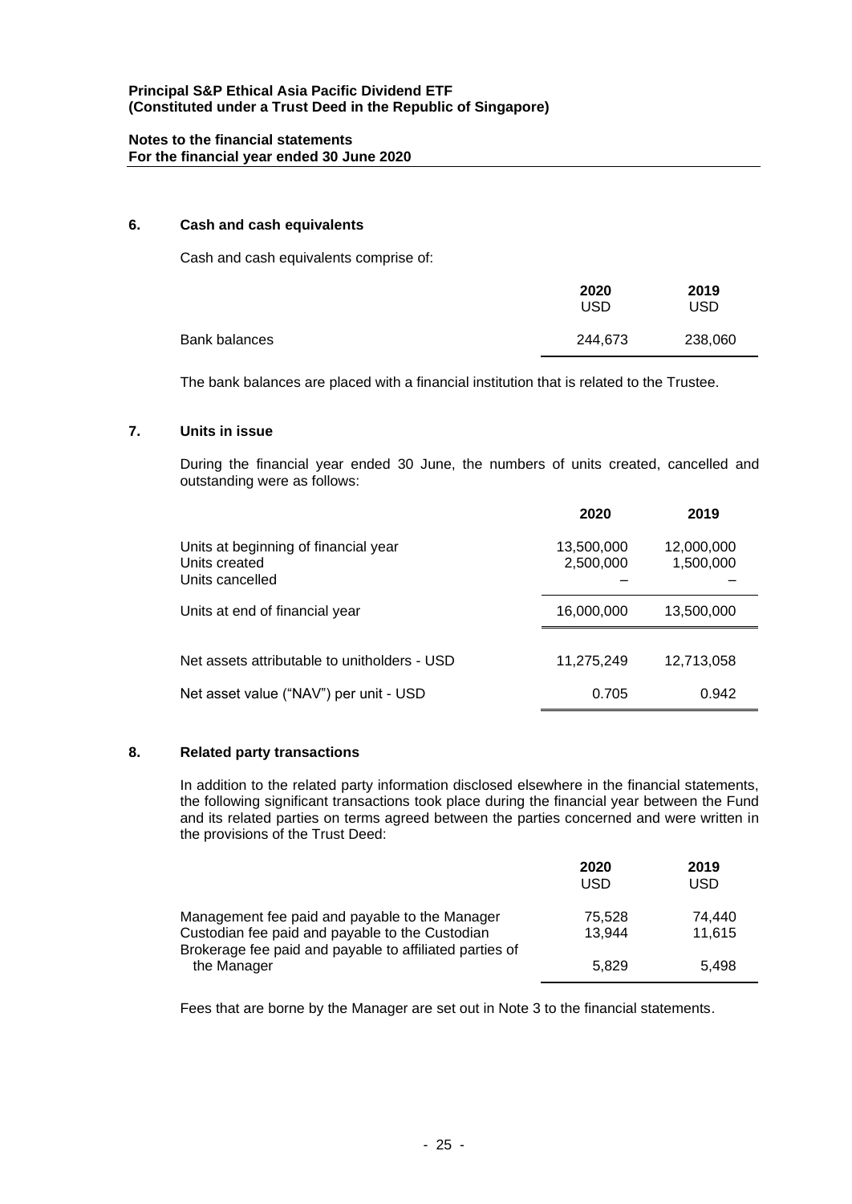## 6. Cash and cash equivalents

Cash and cash equivalents comprise of:

| | 2020 USD | 2019 USD |
|---|---|---|
| Bank balances | 244,673 | 238,060 |

The bank balances are placed with a financial institution that is related to the Trustee.

## 7. Units in issue

During the financial year ended 30 June, the numbers of units created, cancelled and outstanding were as follows:

| | 2020 | 2019 |
|---|---|---|
| Units at beginning of financial year | 13,500,000 | 12,000,000 |
| Units created | 2,500,000 | 1,500,000 |
| Units cancelled | – | – |
| Units at end of financial year | 16,000,000 | 13,500,000 |
| Net assets attributable to unitholders - USD | 11,275,249 | 12,713,058 |
| Net asset value ("NAV") per unit - USD | 0.705 | 0.942 |

## 8. Related party transactions

In addition to the related party information disclosed elsewhere in the financial statements, the following significant transactions took place during the financial year between the Fund and its related parties on terms agreed between the parties concerned and were written in the provisions of the Trust Deed:

| | 2020 USD | 2019 USD |
|---|---|---|
| Management fee paid and payable to the Manager | 75,528 | 74,440 |
| Custodian fee paid and payable to the Custodian | 13,944 | 11,615 |
| Brokerage fee paid and payable to affiliated parties of the Manager | 5,829 | 5,498 |

Fees that are borne by the Manager are set out in Note 3 to the financial statements.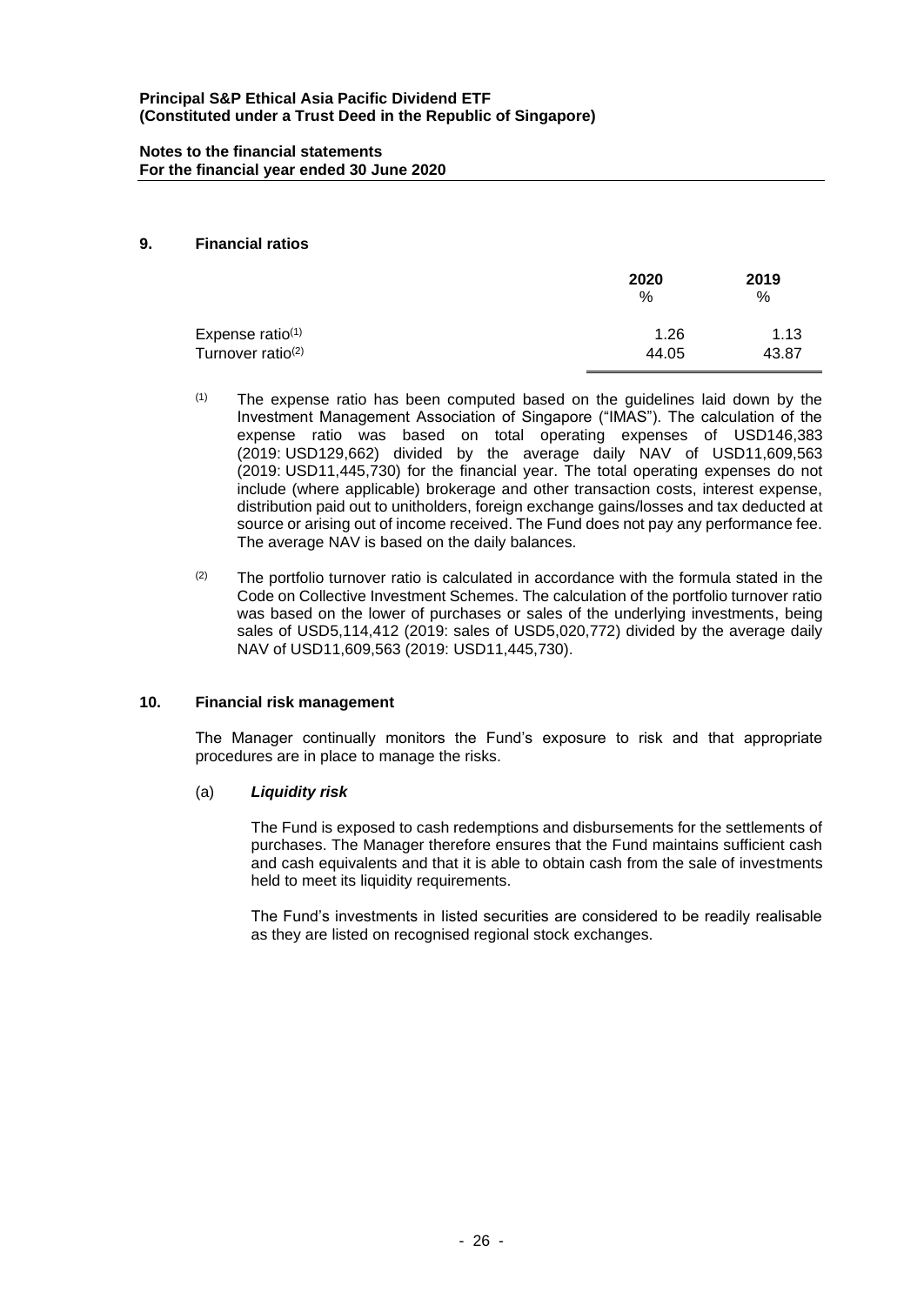## 9. Financial ratios

| | 2020 % | 2019 % |
|---|---|---|
| Expense ratio[1] | 1.26 | 1.13 |
| Turnover ratio[2] | 44.05 | 43.87 |

[1] The expense ratio has been computed based on the guidelines laid down by the Investment Management Association of Singapore ("IMAS"). The calculation of the expense ratio was based on total operating expenses of USD146,383 (2019: USD129,662) divided by the average daily NAV of USD11,609,563 (2019: USD11,445,730) for the financial year. The total operating expenses do not include (where applicable) brokerage and other transaction costs, interest expense, distribution paid out to unitholders, foreign exchange gains/losses and tax deducted at source or arising out of income received. The Fund does not pay any performance fee. The average NAV is based on the daily balances.

[2] The portfolio turnover ratio is calculated in accordance with the formula stated in the Code on Collective Investment Schemes. The calculation of the portfolio turnover ratio was based on the lower of purchases or sales of the underlying investments, being sales of USD5,114,412 (2019: sales of USD5,020,772) divided by the average daily NAV of USD11,609,563 (2019: USD11,445,730).

## 10. Financial risk management

The Manager continually monitors the Fund's exposure to risk and that appropriate procedures are in place to manage the risks.

### (a) ***Liquidity risk***

The Fund is exposed to cash redemptions and disbursements for the settlements of purchases. The Manager therefore ensures that the Fund maintains sufficient cash and cash equivalents and that it is able to obtain cash from the sale of investments held to meet its liquidity requirements.

The Fund's investments in listed securities are considered to be readily realisable as they are listed on recognised regional stock exchanges.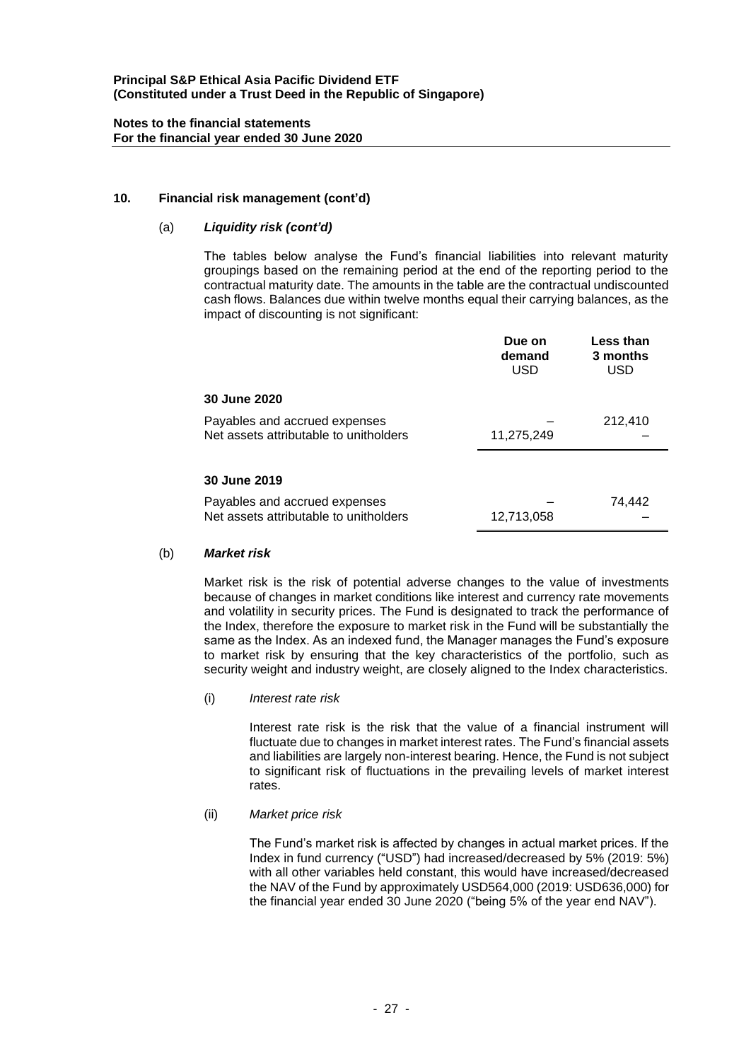**Principal S&P Ethical Asia Pacific Dividend ETF**
**(Constituted under a Trust Deed in the Republic of Singapore)**

**Notes to the financial statements**
**For the financial year ended 30 June 2020**

**10. Financial risk management (cont'd)**

(a) ***Liquidity risk (cont'd)***

The tables below analyse the Fund's financial liabilities into relevant maturity groupings based on the remaining period at the end of the reporting period to the contractual maturity date. The amounts in the table are the contractual undiscounted cash flows. Balances due within twelve months equal their carrying balances, as the impact of discounting is not significant:

| | Due on demand USD | Less than 3 months USD |
|---|---|---|
| **30 June 2020** | | |
| Payables and accrued expenses | – | 212,410 |
| Net assets attributable to unitholders | 11,275,249 | – |
| **30 June 2019** | | |
| Payables and accrued expenses | – | 74,442 |
| Net assets attributable to unitholders | 12,713,058 | – |

(b) ***Market risk***

Market risk is the risk of potential adverse changes to the value of investments because of changes in market conditions like interest and currency rate movements and volatility in security prices. The Fund is designated to track the performance of the Index, therefore the exposure to market risk in the Fund will be substantially the same as the Index. As an indexed fund, the Manager manages the Fund's exposure to market risk by ensuring that the key characteristics of the portfolio, such as security weight and industry weight, are closely aligned to the Index characteristics.

(i) *Interest rate risk*

Interest rate risk is the risk that the value of a financial instrument will fluctuate due to changes in market interest rates. The Fund's financial assets and liabilities are largely non-interest bearing. Hence, the Fund is not subject to significant risk of fluctuations in the prevailing levels of market interest rates.

(ii) *Market price risk*

The Fund's market risk is affected by changes in actual market prices. If the Index in fund currency ("USD") had increased/decreased by 5% (2019: 5%) with all other variables held constant, this would have increased/decreased the NAV of the Fund by approximately USD564,000 (2019: USD636,000) for the financial year ended 30 June 2020 ("being 5% of the year end NAV").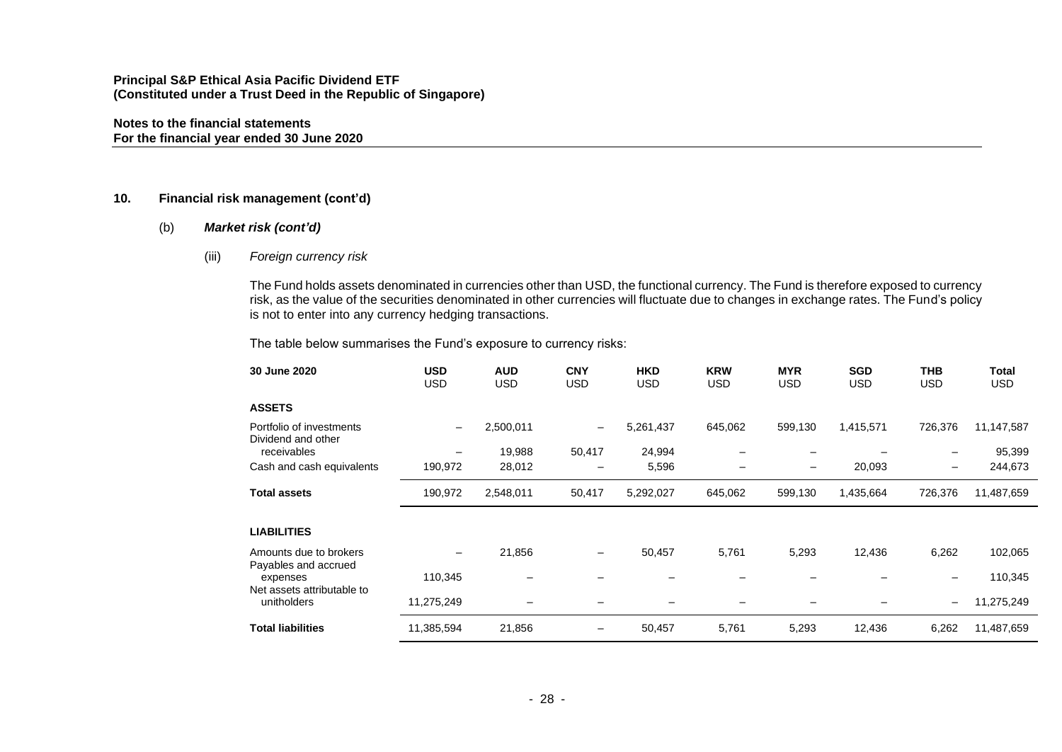**Principal S&P Ethical Asia Pacific Dividend ETF**
**(Constituted under a Trust Deed in the Republic of Singapore)**

**Notes to the financial statements**
**For the financial year ended 30 June 2020**

## 10. Financial risk management (cont'd)

### (b) *Market risk (cont'd)*

#### (iii) *Foreign currency risk*

The Fund holds assets denominated in currencies other than USD, the functional currency. The Fund is therefore exposed to currency risk, as the value of the securities denominated in other currencies will fluctuate due to changes in exchange rates. The Fund's policy is not to enter into any currency hedging transactions.

The table below summarises the Fund's exposure to currency risks:

| 30 June 2020 | USD<br>USD | AUD<br>USD | CNY<br>USD | HKD<br>USD | KRW<br>USD | MYR<br>USD | SGD<br>USD | THB<br>USD | Total<br>USD |
|---|---|---|---|---|---|---|---|---|---|
| **ASSETS** | | | | | | | | | |
| Portfolio of investments | – | 2,500,011 | – | 5,261,437 | 645,062 | 599,130 | 1,415,571 | 726,376 | 11,147,587 |
| Dividend and other receivables | – | 19,988 | 50,417 | 24,994 | – | – | – | – | 95,399 |
| Cash and cash equivalents | 190,972 | 28,012 | – | 5,596 | – | – | 20,093 | – | 244,673 |
| **Total assets** | 190,972 | 2,548,011 | 50,417 | 5,292,027 | 645,062 | 599,130 | 1,435,664 | 726,376 | 11,487,659 |
| **LIABILITIES** | | | | | | | | | |
| Amounts due to brokers | – | 21,856 | – | 50,457 | 5,761 | 5,293 | 12,436 | 6,262 | 102,065 |
| Payables and accrued expenses | 110,345 | – | – | – | – | – | – | – | 110,345 |
| Net assets attributable to unitholders | 11,275,249 | – | – | – | – | – | – | – | 11,275,249 |
| **Total liabilities** | 11,385,594 | 21,856 | – | 50,457 | 5,761 | 5,293 | 12,436 | 6,262 | 11,487,659 |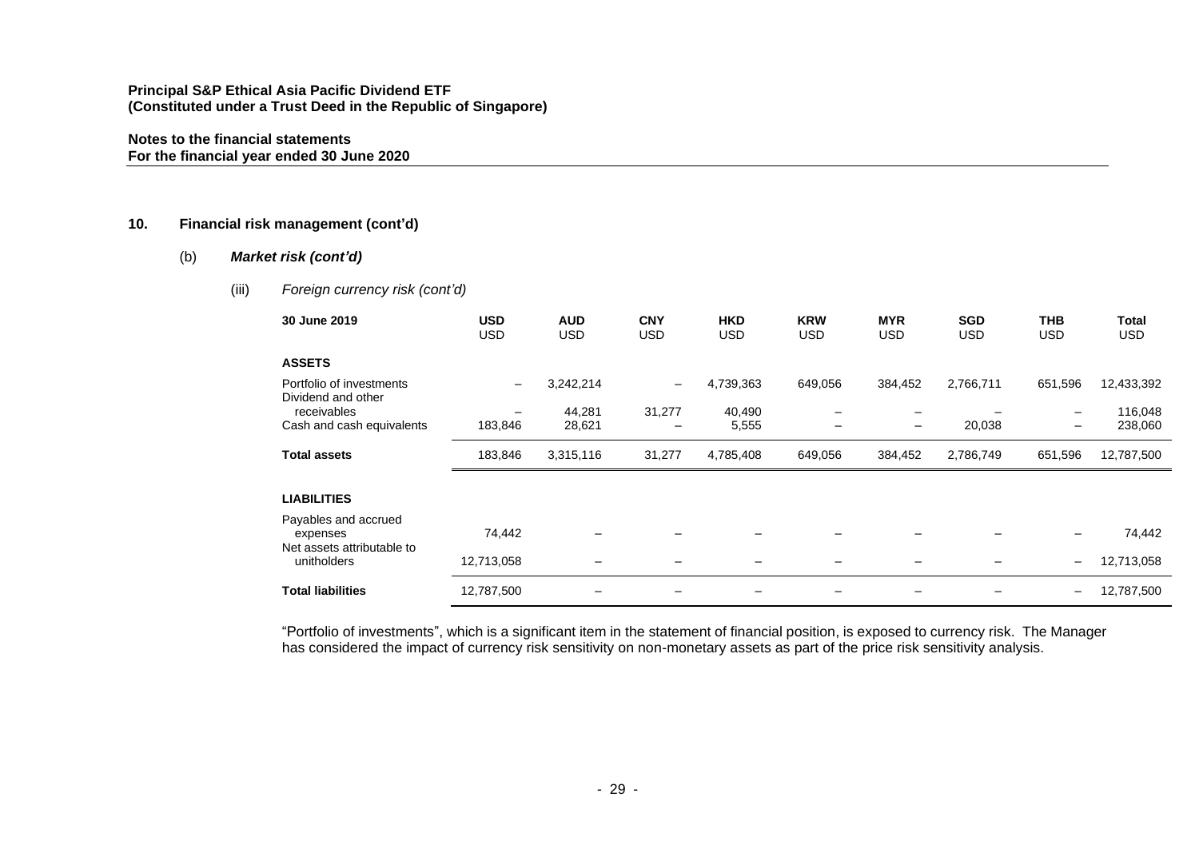**Principal S&P Ethical Asia Pacific Dividend ETF**
**(Constituted under a Trust Deed in the Republic of Singapore)**

**Notes to the financial statements**
**For the financial year ended 30 June 2020**

## 10. Financial risk management (cont'd)

### (b) *Market risk (cont'd)*

#### (iii) *Foreign currency risk (cont'd)*

| 30 June 2019 | USD<br>USD | AUD<br>USD | CNY<br>USD | HKD<br>USD | KRW<br>USD | MYR<br>USD | SGD<br>USD | THB<br>USD | Total<br>USD |
|---|---|---|---|---|---|---|---|---|---|
| **ASSETS** | | | | | | | | | |
| Portfolio of investments | – | 3,242,214 | – | 4,739,363 | 649,056 | 384,452 | 2,766,711 | 651,596 | 12,433,392 |
| Dividend and other receivables | – | 44,281 | 31,277 | 40,490 | – | – | – | – | 116,048 |
| Cash and cash equivalents | 183,846 | 28,621 | – | 5,555 | – | – | 20,038 | – | 238,060 |
| **Total assets** | 183,846 | 3,315,116 | 31,277 | 4,785,408 | 649,056 | 384,452 | 2,786,749 | 651,596 | 12,787,500 |
| **LIABILITIES** | | | | | | | | | |
| Payables and accrued expenses | 74,442 | – | – | – | – | – | – | – | 74,442 |
| Net assets attributable to unitholders | 12,713,058 | – | – | – | – | – | – | – | 12,713,058 |
| **Total liabilities** | 12,787,500 | – | – | – | – | – | – | – | 12,787,500 |

"Portfolio of investments", which is a significant item in the statement of financial position, is exposed to currency risk. The Manager has considered the impact of currency risk sensitivity on non-monetary assets as part of the price risk sensitivity analysis.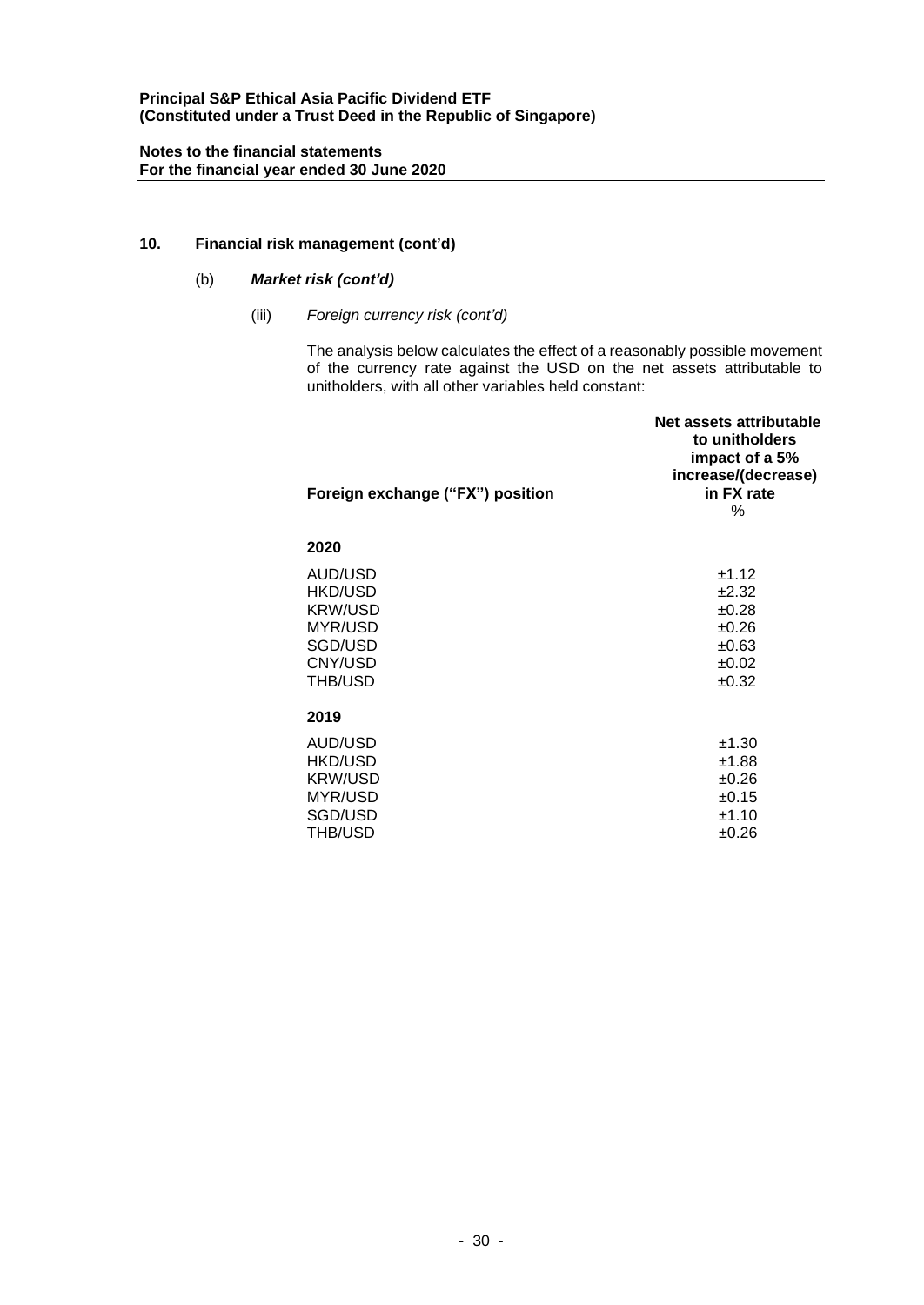**Principal S&P Ethical Asia Pacific Dividend ETF**
**(Constituted under a Trust Deed in the Republic of Singapore)**

**Notes to the financial statements**
**For the financial year ended 30 June 2020**

## 10. Financial risk management (cont'd)

### (b) *Market risk (cont'd)*

#### (iii) *Foreign currency risk (cont'd)*

The analysis below calculates the effect of a reasonably possible movement of the currency rate against the USD on the net assets attributable to unitholders, with all other variables held constant:

| Foreign exchange ("FX") position | Net assets attributable to unitholders impact of a 5% increase/(decrease) in FX rate |
|---|---|
| | % |
| **2020** | |
| AUD/USD | ±1.12 |
| HKD/USD | ±2.32 |
| KRW/USD | ±0.28 |
| MYR/USD | ±0.26 |
| SGD/USD | ±0.63 |
| CNY/USD | ±0.02 |
| THB/USD | ±0.32 |
| **2019** | |
| AUD/USD | ±1.30 |
| HKD/USD | ±1.88 |
| KRW/USD | ±0.26 |
| MYR/USD | ±0.15 |
| SGD/USD | ±1.10 |
| THB/USD | ±0.26 |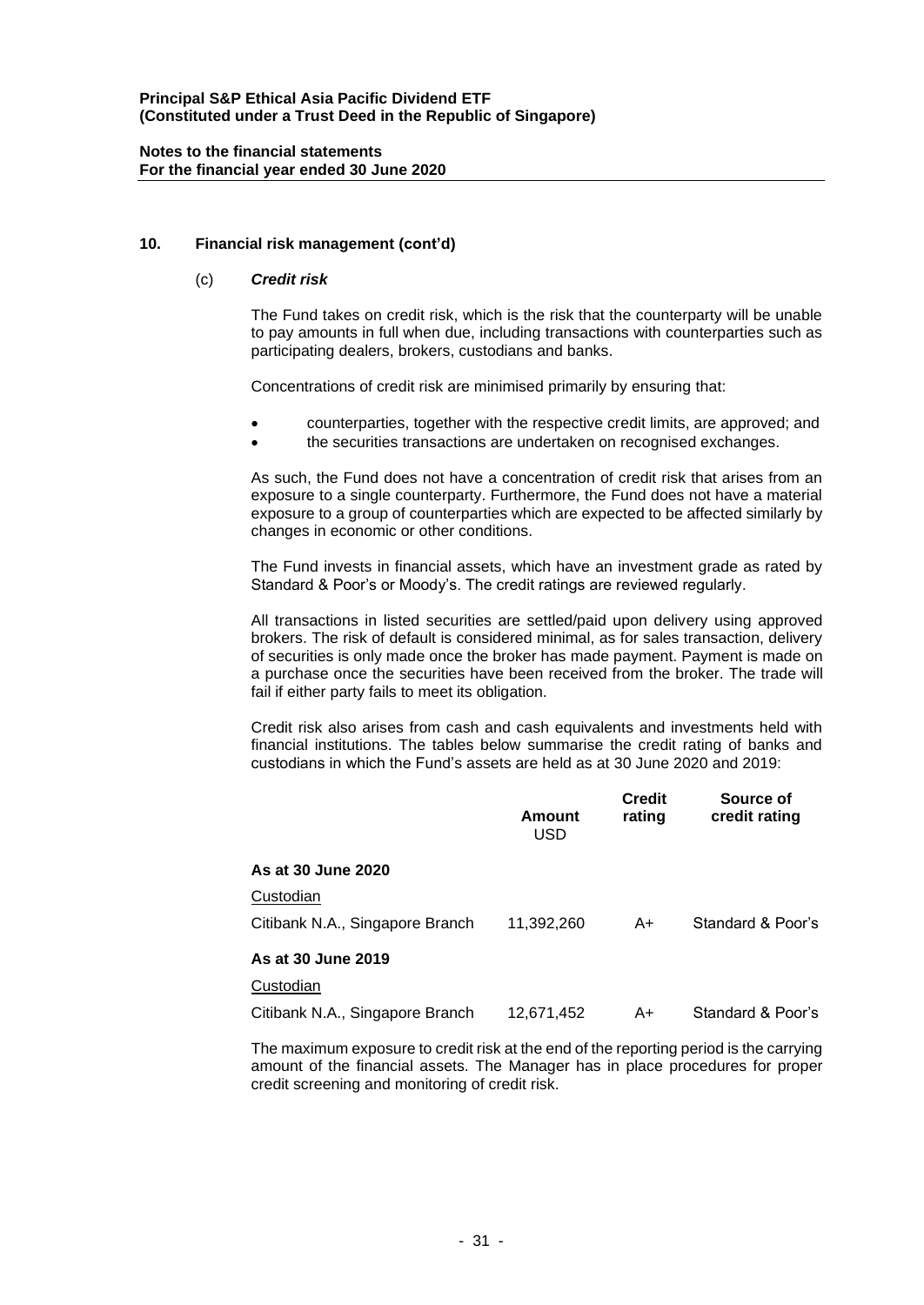## 10. Financial risk management (cont'd)

### (c) *Credit risk*

The Fund takes on credit risk, which is the risk that the counterparty will be unable to pay amounts in full when due, including transactions with counterparties such as participating dealers, brokers, custodians and banks.

Concentrations of credit risk are minimised primarily by ensuring that:

- counterparties, together with the respective credit limits, are approved; and
- the securities transactions are undertaken on recognised exchanges.

As such, the Fund does not have a concentration of credit risk that arises from an exposure to a single counterparty. Furthermore, the Fund does not have a material exposure to a group of counterparties which are expected to be affected similarly by changes in economic or other conditions.

The Fund invests in financial assets, which have an investment grade as rated by Standard & Poor's or Moody's. The credit ratings are reviewed regularly.

All transactions in listed securities are settled/paid upon delivery using approved brokers. The risk of default is considered minimal, as for sales transaction, delivery of securities is only made once the broker has made payment. Payment is made on a purchase once the securities have been received from the broker. The trade will fail if either party fails to meet its obligation.

Credit risk also arises from cash and cash equivalents and investments held with financial institutions. The tables below summarise the credit rating of banks and custodians in which the Fund's assets are held as at 30 June 2020 and 2019:

| | Amount USD | Credit rating | Source of credit rating |
|---|---|---|---|
| **As at 30 June 2020** | | | |
| Custodian | | | |
| Citibank N.A., Singapore Branch | 11,392,260 | A+ | Standard & Poor's |
| **As at 30 June 2019** | | | |
| Custodian | | | |
| Citibank N.A., Singapore Branch | 12,671,452 | A+ | Standard & Poor's |

The maximum exposure to credit risk at the end of the reporting period is the carrying amount of the financial assets. The Manager has in place procedures for proper credit screening and monitoring of credit risk.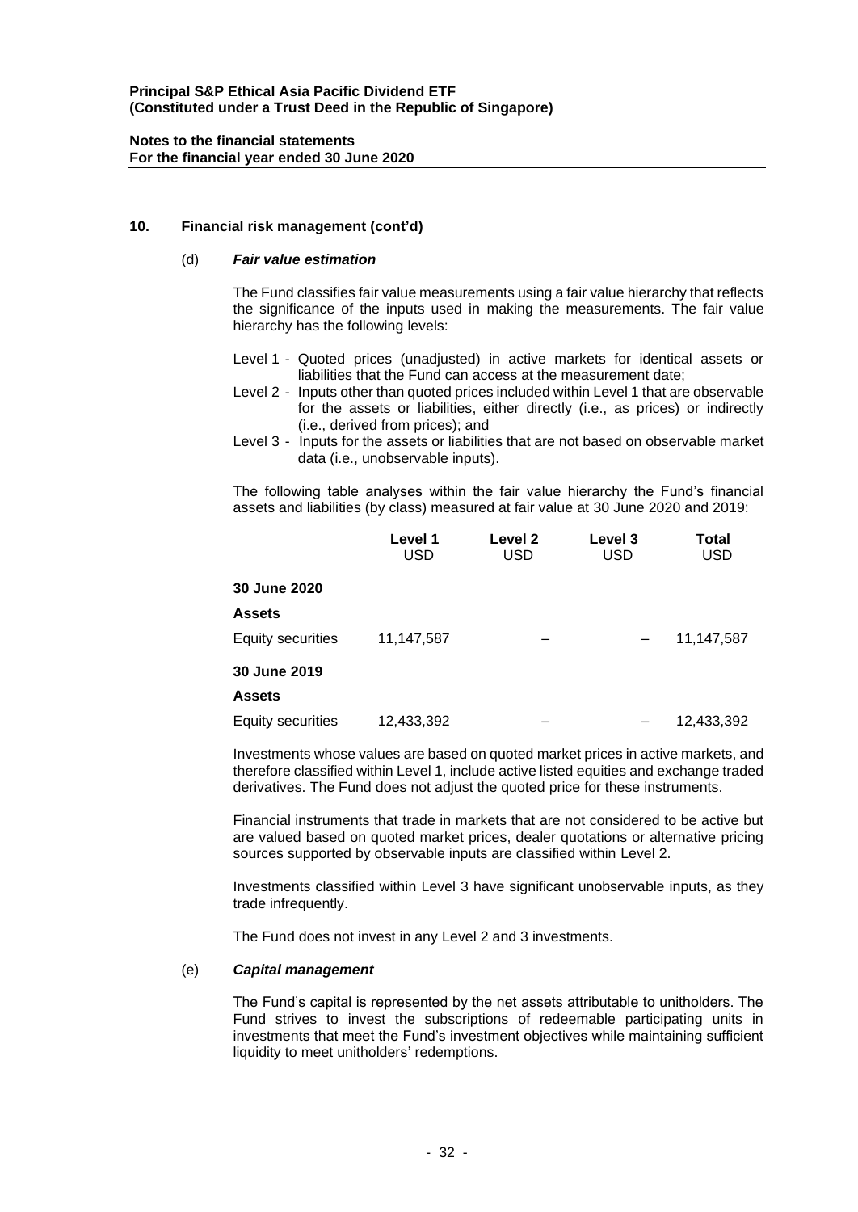## 10. Financial risk management (cont'd)

### (d) *Fair value estimation*

The Fund classifies fair value measurements using a fair value hierarchy that reflects the significance of the inputs used in making the measurements. The fair value hierarchy has the following levels:

- Level 1 - Quoted prices (unadjusted) in active markets for identical assets or liabilities that the Fund can access at the measurement date;
- Level 2 - Inputs other than quoted prices included within Level 1 that are observable for the assets or liabilities, either directly (i.e., as prices) or indirectly (i.e., derived from prices); and
- Level 3 - Inputs for the assets or liabilities that are not based on observable market data (i.e., unobservable inputs).

The following table analyses within the fair value hierarchy the Fund's financial assets and liabilities (by class) measured at fair value at 30 June 2020 and 2019:

| | Level 1<br>USD | Level 2<br>USD | Level 3<br>USD | Total<br>USD |
|---|---|---|---|---|
| **30 June 2020** | | | | |
| **Assets** | | | | |
| Equity securities | 11,147,587 | – | – | 11,147,587 |
| **30 June 2019** | | | | |
| **Assets** | | | | |
| Equity securities | 12,433,392 | – | – | 12,433,392 |

Investments whose values are based on quoted market prices in active markets, and therefore classified within Level 1, include active listed equities and exchange traded derivatives. The Fund does not adjust the quoted price for these instruments.

Financial instruments that trade in markets that are not considered to be active but are valued based on quoted market prices, dealer quotations or alternative pricing sources supported by observable inputs are classified within Level 2.

Investments classified within Level 3 have significant unobservable inputs, as they trade infrequently.

The Fund does not invest in any Level 2 and 3 investments.

### (e) *Capital management*

The Fund's capital is represented by the net assets attributable to unitholders. The Fund strives to invest the subscriptions of redeemable participating units in investments that meet the Fund's investment objectives while maintaining sufficient liquidity to meet unitholders' redemptions.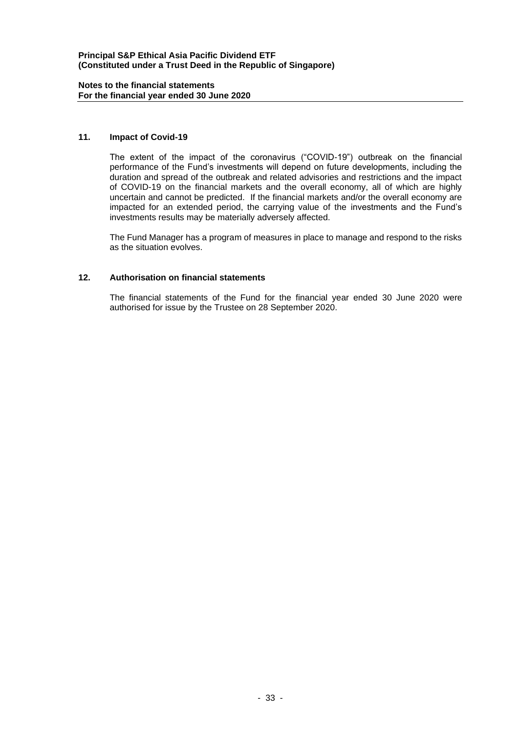## 11. Impact of Covid-19

The extent of the impact of the coronavirus ("COVID-19") outbreak on the financial performance of the Fund's investments will depend on future developments, including the duration and spread of the outbreak and related advisories and restrictions and the impact of COVID-19 on the financial markets and the overall economy, all of which are highly uncertain and cannot be predicted. If the financial markets and/or the overall economy are impacted for an extended period, the carrying value of the investments and the Fund's investments results may be materially adversely affected.

The Fund Manager has a program of measures in place to manage and respond to the risks as the situation evolves.

## 12. Authorisation on financial statements

The financial statements of the Fund for the financial year ended 30 June 2020 were authorised for issue by the Trustee on 28 September 2020.